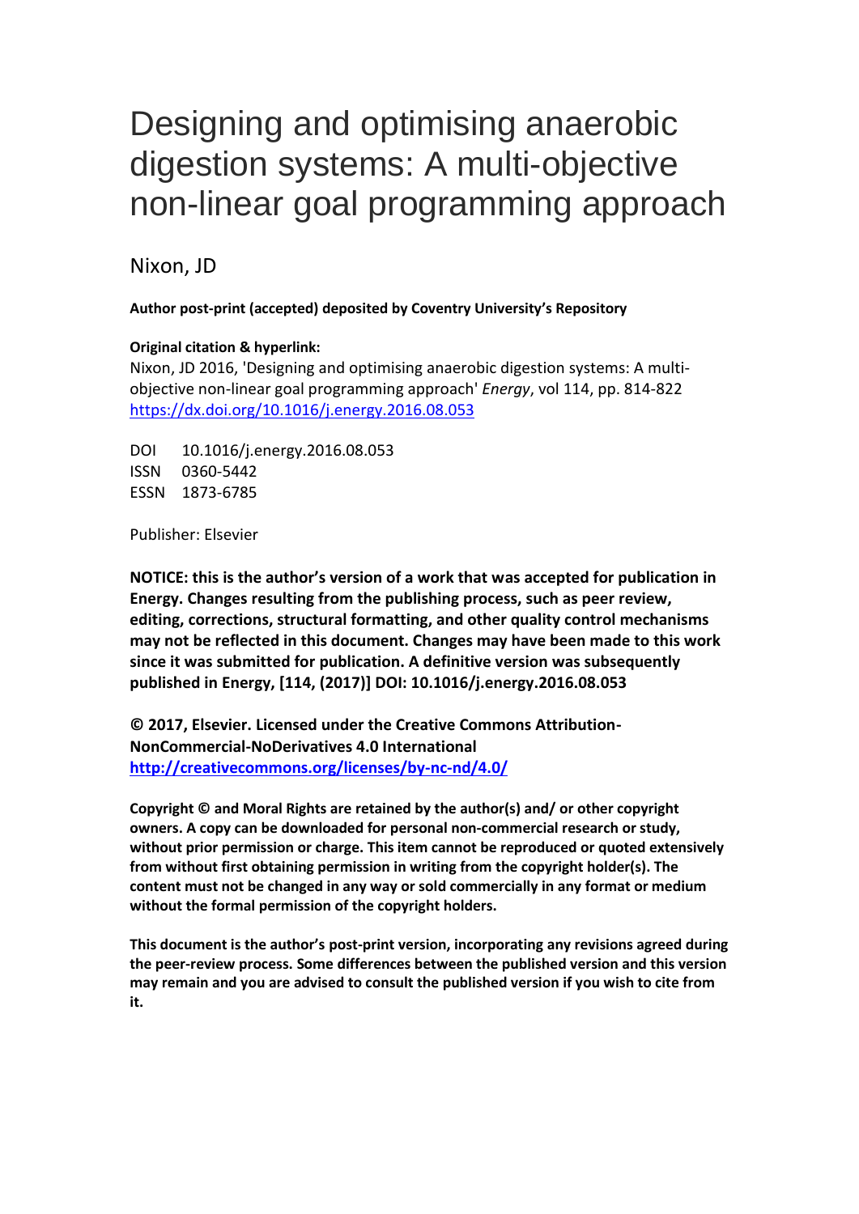# Designing and optimising anaerobic digestion systems: A multi-objective non-linear goal programming approach

Nixon, JD

**Author post-print (accepted) deposited by Coventry University's Repository**

**Original citation & hyperlink:**

Nixon, JD 2016, 'Designing and optimising anaerobic digestion systems: A multi-objective non-linear goal programming approach' *Energy*, vol 114, pp. 814-822
https://dx.doi.org/10.1016/j.energy.2016.08.053

DOI 10.1016/j.energy.2016.08.053
ISSN 0360-5442
ESSN 1873-6785

Publisher: Elsevier

**NOTICE: this is the author's version of a work that was accepted for publication in Energy. Changes resulting from the publishing process, such as peer review, editing, corrections, structural formatting, and other quality control mechanisms may not be reflected in this document. Changes may have been made to this work since it was submitted for publication. A definitive version was subsequently published in Energy, [114, (2017)] DOI: 10.1016/j.energy.2016.08.053**

**© 2017, Elsevier. Licensed under the Creative Commons Attribution-NonCommercial-NoDerivatives 4.0 International**
**http://creativecommons.org/licenses/by-nc-nd/4.0/**

**Copyright © and Moral Rights are retained by the author(s) and/ or other copyright owners. A copy can be downloaded for personal non-commercial research or study, without prior permission or charge. This item cannot be reproduced or quoted extensively from without first obtaining permission in writing from the copyright holder(s). The content must not be changed in any way or sold commercially in any format or medium without the formal permission of the copyright holders.**

**This document is the author's post-print version, incorporating any revisions agreed during the peer-review process. Some differences between the published version and this version may remain and you are advised to consult the published version if you wish to cite from it.**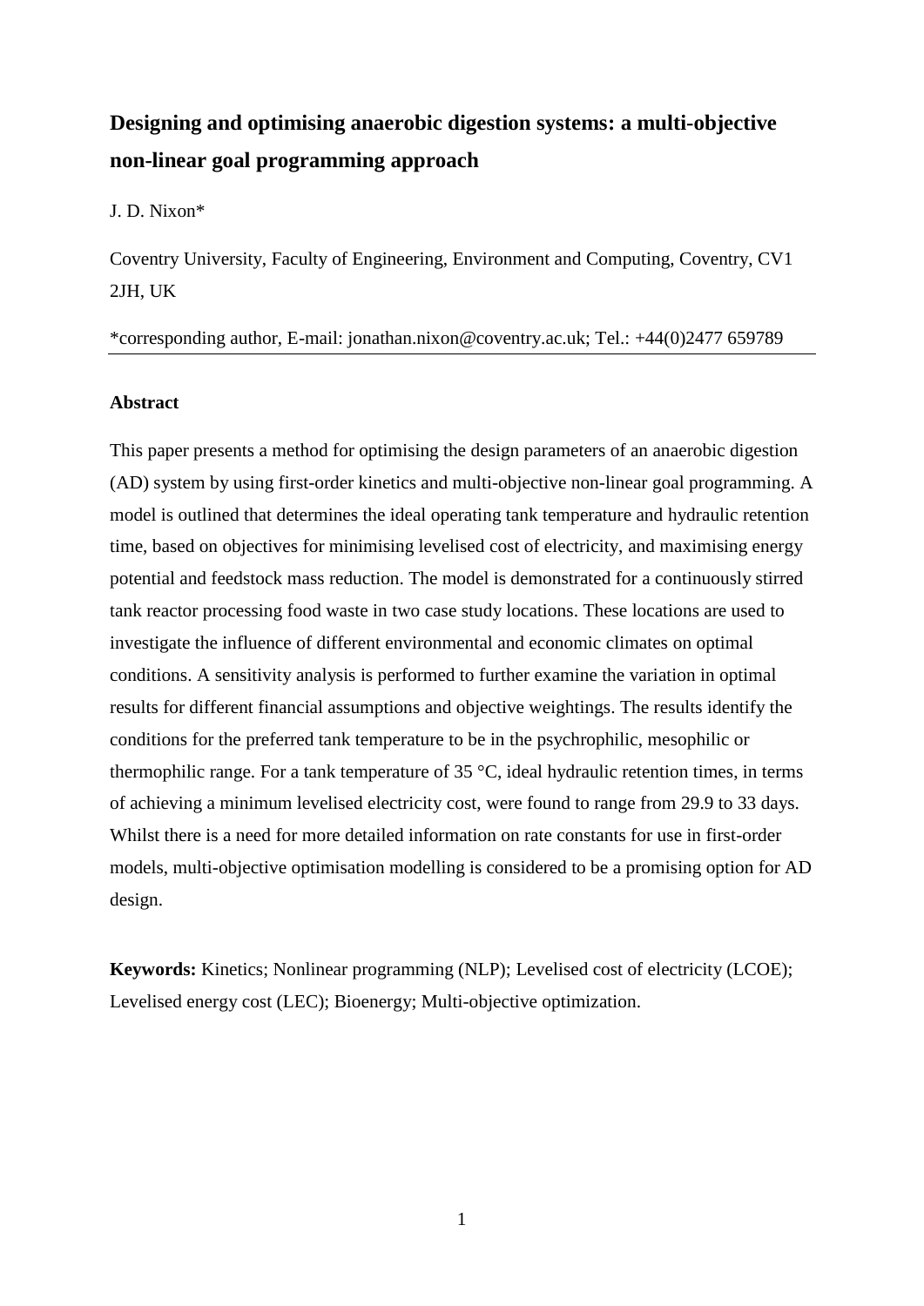# Designing and optimising anaerobic digestion systems: a multi-objective non-linear goal programming approach

J. D. Nixon*

Coventry University, Faculty of Engineering, Environment and Computing, Coventry, CV1 2JH, UK

*corresponding author, E-mail: jonathan.nixon@coventry.ac.uk; Tel.: +44(0)2477 659789

---

## Abstract

This paper presents a method for optimising the design parameters of an anaerobic digestion (AD) system by using first-order kinetics and multi-objective non-linear goal programming. A model is outlined that determines the ideal operating tank temperature and hydraulic retention time, based on objectives for minimising levelised cost of electricity, and maximising energy potential and feedstock mass reduction. The model is demonstrated for a continuously stirred tank reactor processing food waste in two case study locations. These locations are used to investigate the influence of different environmental and economic climates on optimal conditions. A sensitivity analysis is performed to further examine the variation in optimal results for different financial assumptions and objective weightings. The results identify the conditions for the preferred tank temperature to be in the psychrophilic, mesophilic or thermophilic range. For a tank temperature of 35 °C, ideal hydraulic retention times, in terms of achieving a minimum levelised electricity cost, were found to range from 29.9 to 33 days. Whilst there is a need for more detailed information on rate constants for use in first-order models, multi-objective optimisation modelling is considered to be a promising option for AD design.

**Keywords:** Kinetics; Nonlinear programming (NLP); Levelised cost of electricity (LCOE); Levelised energy cost (LEC); Bioenergy; Multi-objective optimization.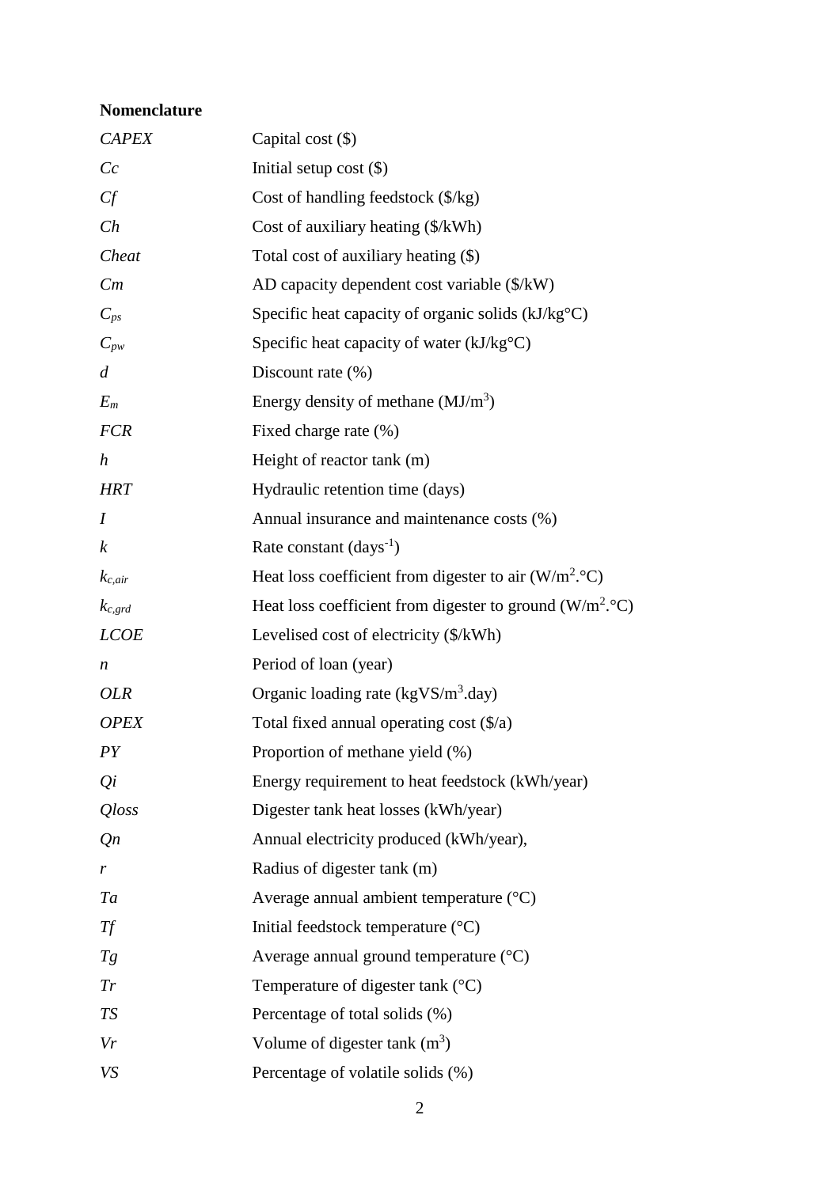**Nomenclature**

| | |
|---|---|
| *CAPEX* | Capital cost ($) |
| *Cc* | Initial setup cost ($) |
| *Cf* | Cost of handling feedstock ($/kg) |
| *Ch* | Cost of auxiliary heating ($/kWh) |
| *Cheat* | Total cost of auxiliary heating ($) |
| *Cm* | AD capacity dependent cost variable ($/kW) |
| $C_{ps}$ | Specific heat capacity of organic solids (kJ/kg°C) |
| $C_{pw}$ | Specific heat capacity of water (kJ/kg°C) |
| *d* | Discount rate (%) |
| $E_m$ | Energy density of methane (MJ/m$^3$) |
| *FCR* | Fixed charge rate (%) |
| *h* | Height of reactor tank (m) |
| *HRT* | Hydraulic retention time (days) |
| *I* | Annual insurance and maintenance costs (%) |
| *k* | Rate constant (days$^{-1}$) |
| $k_{c,air}$ | Heat loss coefficient from digester to air (W/m$^2$.°C) |
| $k_{c,grd}$ | Heat loss coefficient from digester to ground (W/m$^2$.°C) |
| *LCOE* | Levelised cost of electricity ($/kWh) |
| *n* | Period of loan (year) |
| *OLR* | Organic loading rate (kgVS/m$^3$.day) |
| *OPEX* | Total fixed annual operating cost ($/a) |
| *PY* | Proportion of methane yield (%) |
| *Qi* | Energy requirement to heat feedstock (kWh/year) |
| *Qloss* | Digester tank heat losses (kWh/year) |
| *Qn* | Annual electricity produced (kWh/year), |
| *r* | Radius of digester tank (m) |
| *Ta* | Average annual ambient temperature (°C) |
| *Tf* | Initial feedstock temperature (°C) |
| *Tg* | Average annual ground temperature (°C) |
| *Tr* | Temperature of digester tank (°C) |
| *TS* | Percentage of total solids (%) |
| *Vr* | Volume of digester tank (m$^3$) |
| *VS* | Percentage of volatile solids (%) |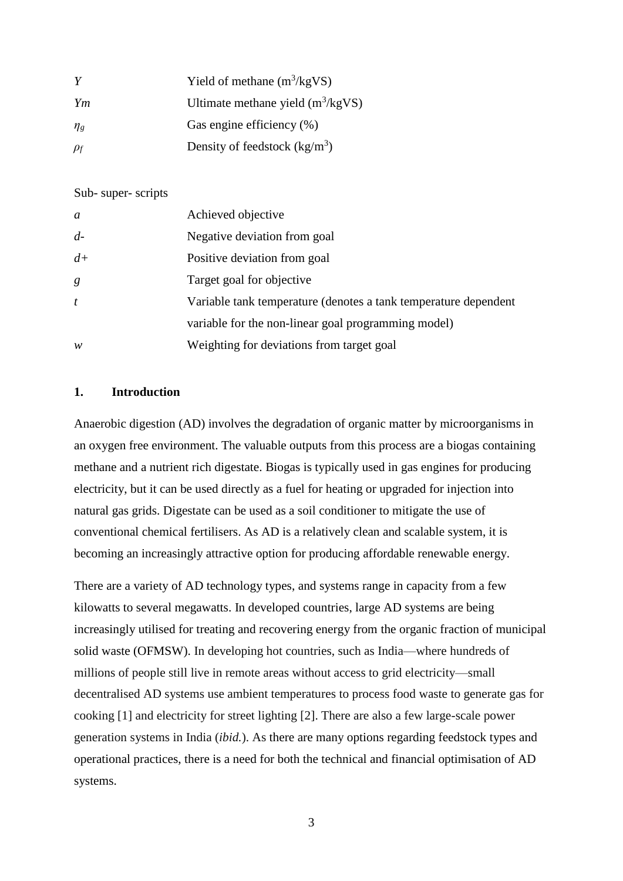| | |
|---|---|
| $Y$ | Yield of methane ($m^3$/kgVS) |
| $Ym$ | Ultimate methane yield ($m^3$/kgVS) |
| $\eta_g$ | Gas engine efficiency (%) |
| $\rho_f$ | Density of feedstock (kg/$m^3$) |

Sub- super- scripts

| | |
|---|---|
| $a$ | Achieved objective |
| $d-$ | Negative deviation from goal |
| $d+$ | Positive deviation from goal |
| $g$ | Target goal for objective |
| $t$ | Variable tank temperature (denotes a tank temperature dependent variable for the non-linear goal programming model) |
| $w$ | Weighting for deviations from target goal |

## 1. Introduction

Anaerobic digestion (AD) involves the degradation of organic matter by microorganisms in an oxygen free environment. The valuable outputs from this process are a biogas containing methane and a nutrient rich digestate. Biogas is typically used in gas engines for producing electricity, but it can be used directly as a fuel for heating or upgraded for injection into natural gas grids. Digestate can be used as a soil conditioner to mitigate the use of conventional chemical fertilisers. As AD is a relatively clean and scalable system, it is becoming an increasingly attractive option for producing affordable renewable energy.

There are a variety of AD technology types, and systems range in capacity from a few kilowatts to several megawatts. In developed countries, large AD systems are being increasingly utilised for treating and recovering energy from the organic fraction of municipal solid waste (OFMSW). In developing hot countries, such as India—where hundreds of millions of people still live in remote areas without access to grid electricity—small decentralised AD systems use ambient temperatures to process food waste to generate gas for cooking [1] and electricity for street lighting [2]. There are also a few large-scale power generation systems in India (*ibid.*). As there are many options regarding feedstock types and operational practices, there is a need for both the technical and financial optimisation of AD systems.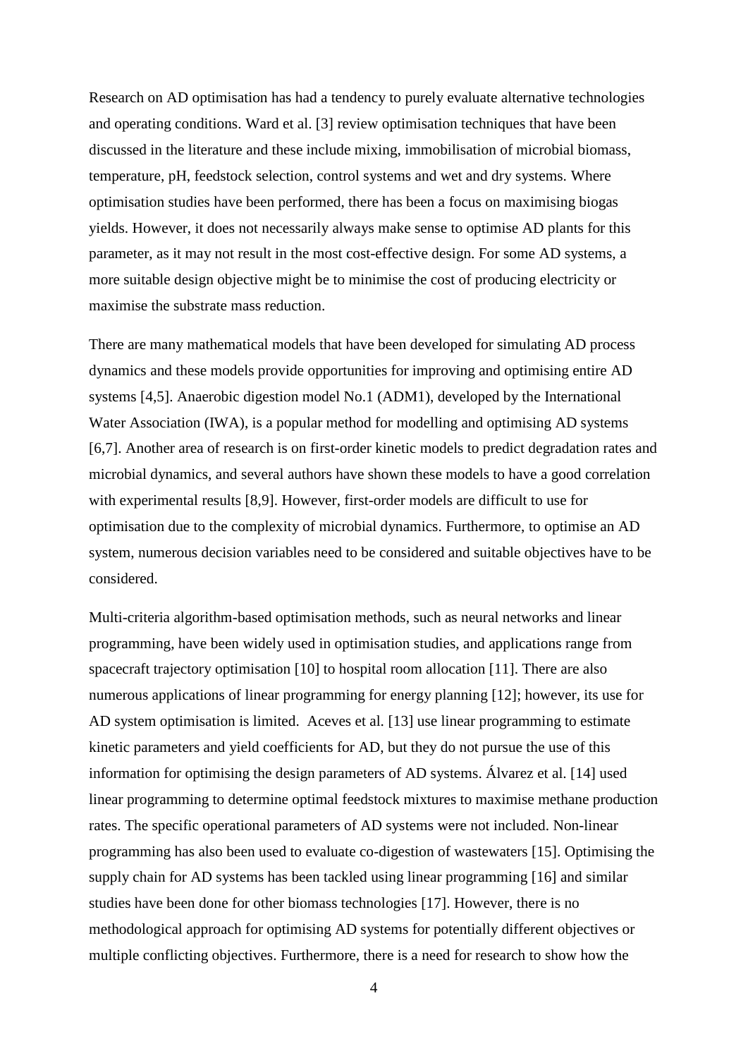Research on AD optimisation has had a tendency to purely evaluate alternative technologies and operating conditions. Ward et al. [3] review optimisation techniques that have been discussed in the literature and these include mixing, immobilisation of microbial biomass, temperature, pH, feedstock selection, control systems and wet and dry systems. Where optimisation studies have been performed, there has been a focus on maximising biogas yields. However, it does not necessarily always make sense to optimise AD plants for this parameter, as it may not result in the most cost-effective design. For some AD systems, a more suitable design objective might be to minimise the cost of producing electricity or maximise the substrate mass reduction.

There are many mathematical models that have been developed for simulating AD process dynamics and these models provide opportunities for improving and optimising entire AD systems [4,5]. Anaerobic digestion model No.1 (ADM1), developed by the International Water Association (IWA), is a popular method for modelling and optimising AD systems [6,7]. Another area of research is on first-order kinetic models to predict degradation rates and microbial dynamics, and several authors have shown these models to have a good correlation with experimental results [8,9]. However, first-order models are difficult to use for optimisation due to the complexity of microbial dynamics. Furthermore, to optimise an AD system, numerous decision variables need to be considered and suitable objectives have to be considered.

Multi-criteria algorithm-based optimisation methods, such as neural networks and linear programming, have been widely used in optimisation studies, and applications range from spacecraft trajectory optimisation [10] to hospital room allocation [11]. There are also numerous applications of linear programming for energy planning [12]; however, its use for AD system optimisation is limited. Aceves et al. [13] use linear programming to estimate kinetic parameters and yield coefficients for AD, but they do not pursue the use of this information for optimising the design parameters of AD systems. Álvarez et al. [14] used linear programming to determine optimal feedstock mixtures to maximise methane production rates. The specific operational parameters of AD systems were not included. Non-linear programming has also been used to evaluate co-digestion of wastewaters [15]. Optimising the supply chain for AD systems has been tackled using linear programming [16] and similar studies have been done for other biomass technologies [17]. However, there is no methodological approach for optimising AD systems for potentially different objectives or multiple conflicting objectives. Furthermore, there is a need for research to show how the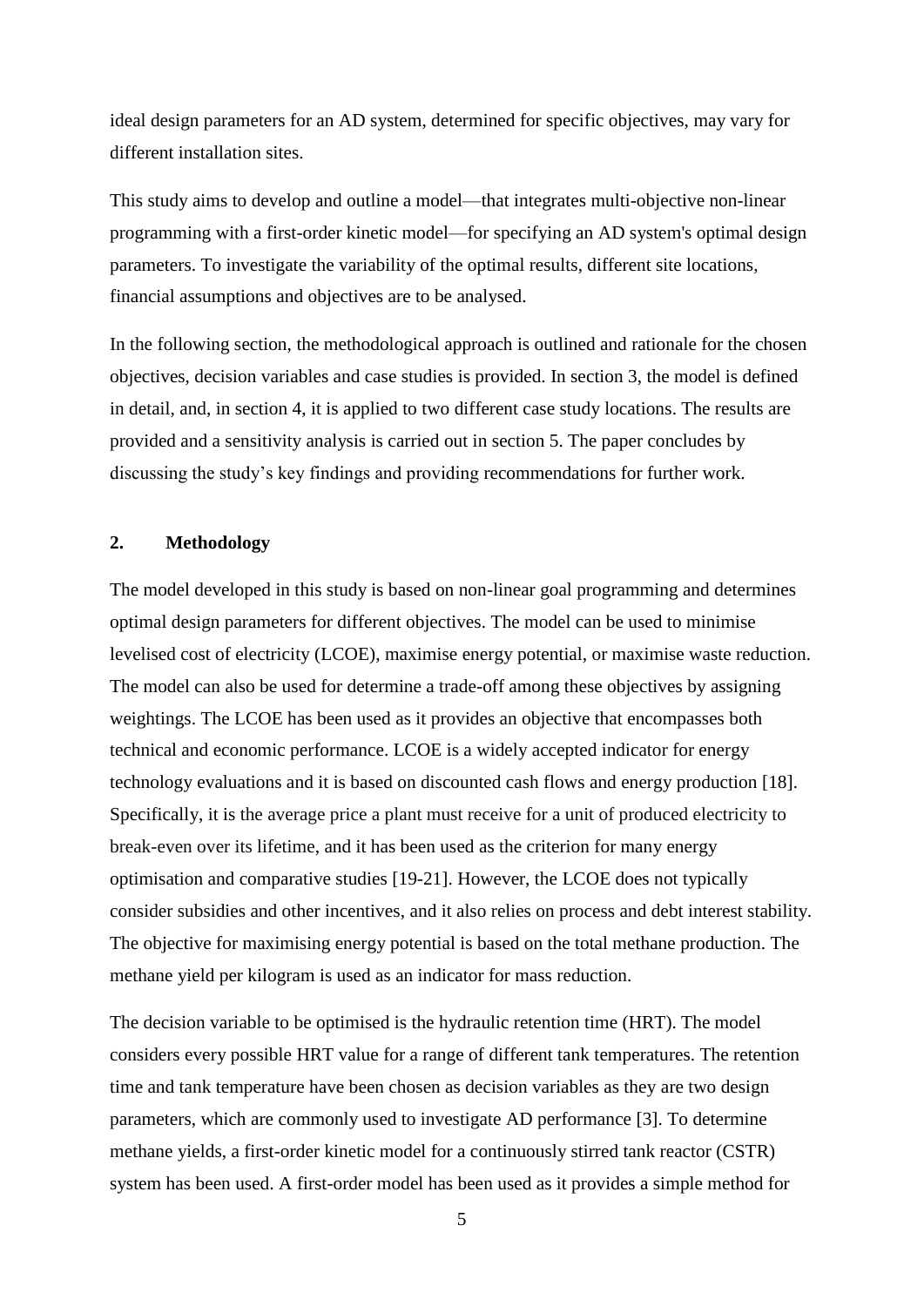ideal design parameters for an AD system, determined for specific objectives, may vary for different installation sites.

This study aims to develop and outline a model—that integrates multi-objective non-linear programming with a first-order kinetic model—for specifying an AD system's optimal design parameters. To investigate the variability of the optimal results, different site locations, financial assumptions and objectives are to be analysed.

In the following section, the methodological approach is outlined and rationale for the chosen objectives, decision variables and case studies is provided. In section 3, the model is defined in detail, and, in section 4, it is applied to two different case study locations. The results are provided and a sensitivity analysis is carried out in section 5. The paper concludes by discussing the study's key findings and providing recommendations for further work.

## 2. Methodology

The model developed in this study is based on non-linear goal programming and determines optimal design parameters for different objectives. The model can be used to minimise levelised cost of electricity (LCOE), maximise energy potential, or maximise waste reduction. The model can also be used for determine a trade-off among these objectives by assigning weightings. The LCOE has been used as it provides an objective that encompasses both technical and economic performance. LCOE is a widely accepted indicator for energy technology evaluations and it is based on discounted cash flows and energy production [18]. Specifically, it is the average price a plant must receive for a unit of produced electricity to break-even over its lifetime, and it has been used as the criterion for many energy optimisation and comparative studies [19-21]. However, the LCOE does not typically consider subsidies and other incentives, and it also relies on process and debt interest stability. The objective for maximising energy potential is based on the total methane production. The methane yield per kilogram is used as an indicator for mass reduction.

The decision variable to be optimised is the hydraulic retention time (HRT). The model considers every possible HRT value for a range of different tank temperatures. The retention time and tank temperature have been chosen as decision variables as they are two design parameters, which are commonly used to investigate AD performance [3]. To determine methane yields, a first-order kinetic model for a continuously stirred tank reactor (CSTR) system has been used. A first-order model has been used as it provides a simple method for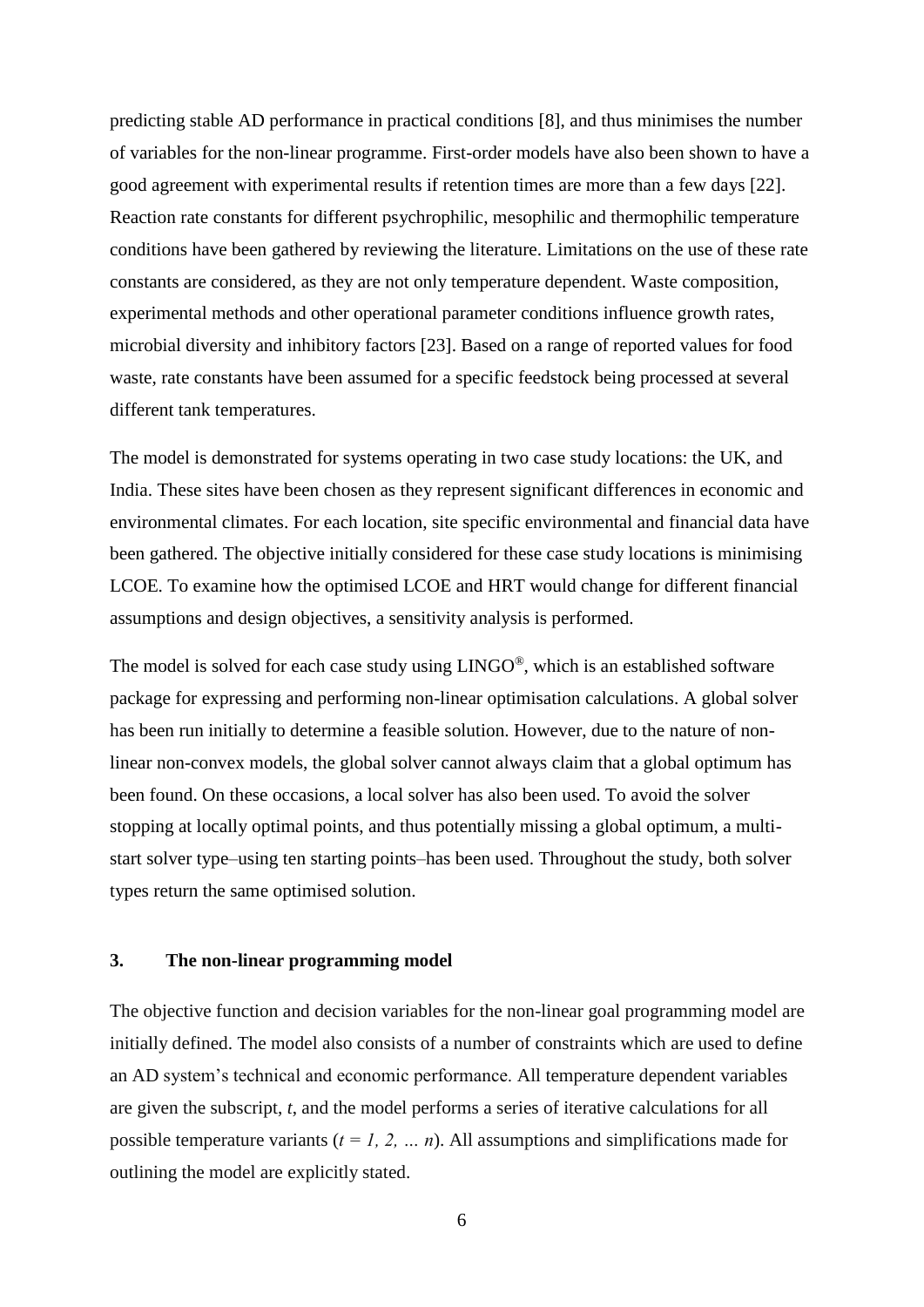predicting stable AD performance in practical conditions [8], and thus minimises the number of variables for the non-linear programme. First-order models have also been shown to have a good agreement with experimental results if retention times are more than a few days [22]. Reaction rate constants for different psychrophilic, mesophilic and thermophilic temperature conditions have been gathered by reviewing the literature. Limitations on the use of these rate constants are considered, as they are not only temperature dependent. Waste composition, experimental methods and other operational parameter conditions influence growth rates, microbial diversity and inhibitory factors [23]. Based on a range of reported values for food waste, rate constants have been assumed for a specific feedstock being processed at several different tank temperatures.

The model is demonstrated for systems operating in two case study locations: the UK, and India. These sites have been chosen as they represent significant differences in economic and environmental climates. For each location, site specific environmental and financial data have been gathered. The objective initially considered for these case study locations is minimising LCOE. To examine how the optimised LCOE and HRT would change for different financial assumptions and design objectives, a sensitivity analysis is performed.

The model is solved for each case study using LINGO®, which is an established software package for expressing and performing non-linear optimisation calculations. A global solver has been run initially to determine a feasible solution. However, due to the nature of non-linear non-convex models, the global solver cannot always claim that a global optimum has been found. On these occasions, a local solver has also been used. To avoid the solver stopping at locally optimal points, and thus potentially missing a global optimum, a multi-start solver type–using ten starting points–has been used. Throughout the study, both solver types return the same optimised solution.

## 3. The non-linear programming model

The objective function and decision variables for the non-linear goal programming model are initially defined. The model also consists of a number of constraints which are used to define an AD system's technical and economic performance. All temperature dependent variables are given the subscript, $t$, and the model performs a series of iterative calculations for all possible temperature variants ($t = 1, 2, \ldots n$). All assumptions and simplifications made for outlining the model are explicitly stated.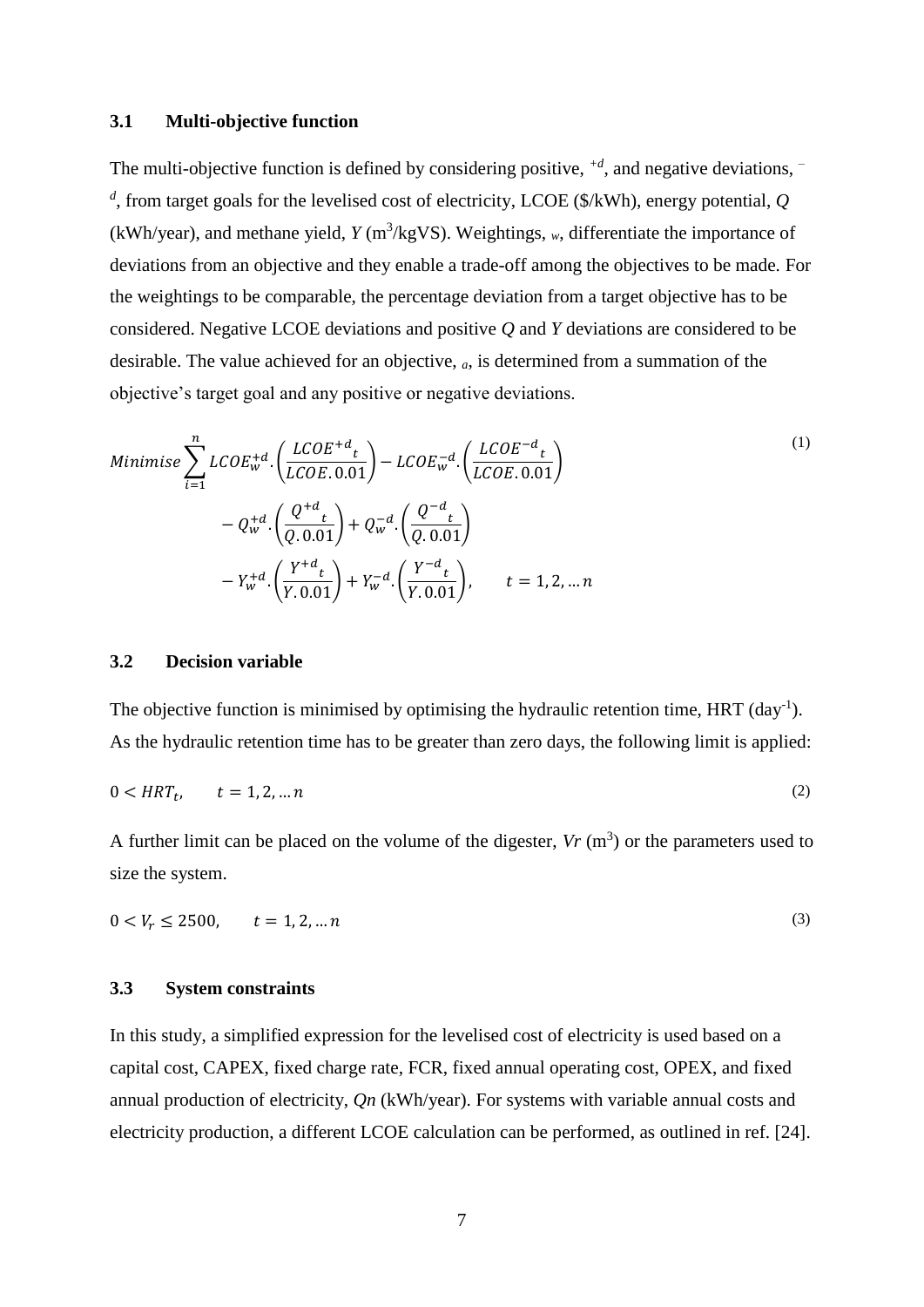### 3.1 Multi-objective function

The multi-objective function is defined by considering positive, $^{+d}$, and negative deviations, $^{-d}$, from target goals for the levelised cost of electricity, LCOE (\$/kWh), energy potential, $Q$ (kWh/year), and methane yield, $Y$ ($m^3$/kgVS). Weightings, $_w$, differentiate the importance of deviations from an objective and they enable a trade-off among the objectives to be made. For the weightings to be comparable, the percentage deviation from a target objective has to be considered. Negative LCOE deviations and positive $Q$ and $Y$ deviations are considered to be desirable. The value achieved for an objective, $_a$, is determined from a summation of the objective's target goal and any positive or negative deviations.

$$
\begin{aligned}
Minimise \sum_{i=1}^{n} LCOE_w^{+d}.\left(\frac{LCOE^{+d}{}_t}{LCOE.\,0.01}\right) - LCOE_w^{-d}.\left(\frac{LCOE^{-d}{}_t}{LCOE.\,0.01}\right) \\
- Q_w^{+d}.\left(\frac{Q^{+d}{}_t}{Q.\,0.01}\right) + Q_w^{-d}.\left(\frac{Q^{-d}{}_t}{Q.\,0.01}\right) \\
- Y_w^{+d}.\left(\frac{Y^{+d}{}_t}{Y.\,0.01}\right) + Y_w^{-d}.\left(\frac{Y^{-d}{}_t}{Y.\,0.01}\right), \qquad t = 1, 2, \dots n
\end{aligned}
\tag{1}
$$

### 3.2 Decision variable

The objective function is minimised by optimising the hydraulic retention time, HRT ($day^{-1}$). As the hydraulic retention time has to be greater than zero days, the following limit is applied:

$$0 < HRT_t, \qquad t = 1, 2, \dots n \tag{2}$$

A further limit can be placed on the volume of the digester, $Vr$ ($m^3$) or the parameters used to size the system.

$$0 < V_r \leq 2500, \qquad t = 1, 2, \dots n \tag{3}$$

### 3.3 System constraints

In this study, a simplified expression for the levelised cost of electricity is used based on a capital cost, CAPEX, fixed charge rate, FCR, fixed annual operating cost, OPEX, and fixed annual production of electricity, $Qn$ (kWh/year). For systems with variable annual costs and electricity production, a different LCOE calculation can be performed, as outlined in ref. [24].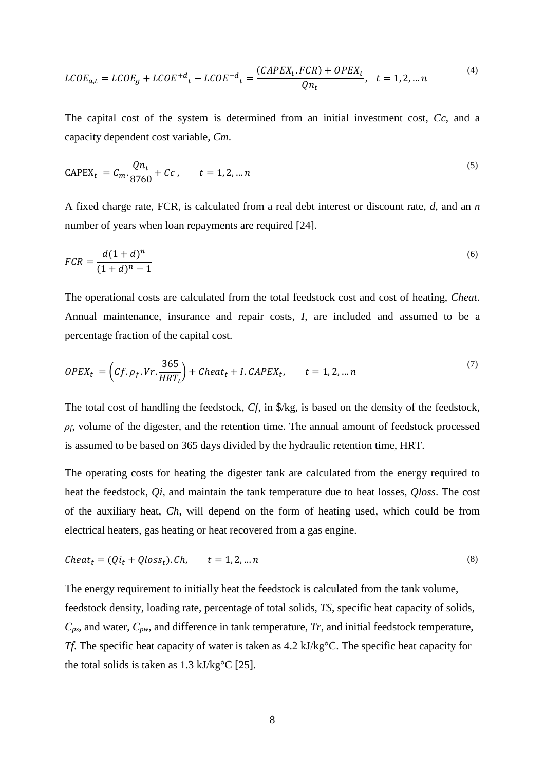$$LCOE_{a,t} = LCOE_g + LCOE^{+d}{}_t - LCOE^{-d}{}_t = \frac{(CAPEX_t.FCR) + OPEX_t}{Qn_t}, \quad t = 1, 2, \ldots n \tag{4}$$

The capital cost of the system is determined from an initial investment cost, *Cc*, and a capacity dependent cost variable, *Cm*.

$$\text{CAPEX}_t = C_m.\frac{Qn_t}{8760} + Cc, \qquad t = 1, 2, \ldots n \tag{5}$$

A fixed charge rate, FCR, is calculated from a real debt interest or discount rate, *d*, and an *n* number of years when loan repayments are required [24].

$$FCR = \frac{d(1+d)^n}{(1+d)^n - 1} \tag{6}$$

The operational costs are calculated from the total feedstock cost and cost of heating, *Cheat*. Annual maintenance, insurance and repair costs, *I*, are included and assumed to be a percentage fraction of the capital cost.

$$OPEX_t = \left(Cf.\rho_f.Vr.\frac{365}{HRT_t}\right) + Cheat_t + I.CAPEX_t, \qquad t = 1, 2, \ldots n \tag{7}$$

The total cost of handling the feedstock, *Cf*, in \$/kg, is based on the density of the feedstock, $\rho_f$, volume of the digester, and the retention time. The annual amount of feedstock processed is assumed to be based on 365 days divided by the hydraulic retention time, HRT.

The operating costs for heating the digester tank are calculated from the energy required to heat the feedstock, *Qi*, and maintain the tank temperature due to heat losses, *Qloss*. The cost of the auxiliary heat, *Ch*, will depend on the form of heating used, which could be from electrical heaters, gas heating or heat recovered from a gas engine.

$$Cheat_t = (Qi_t + Qloss_t).Ch, \qquad t = 1, 2, \ldots n \tag{8}$$

The energy requirement to initially heat the feedstock is calculated from the tank volume, feedstock density, loading rate, percentage of total solids, *TS*, specific heat capacity of solids, $C_{ps}$, and water, $C_{pw}$, and difference in tank temperature, *Tr*, and initial feedstock temperature, *Tf*. The specific heat capacity of water is taken as 4.2 kJ/kg°C. The specific heat capacity for the total solids is taken as 1.3 kJ/kg°C [25].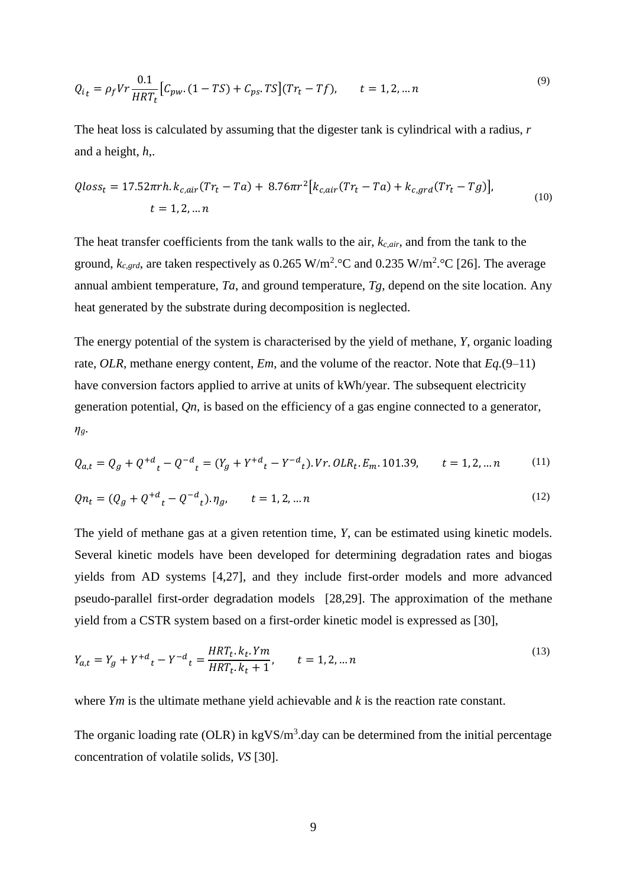$$Q_{i_t} = \rho_f Vr \frac{0.1}{HRT_t} \left[ C_{pw}.(1 - TS) + C_{ps}.TS \right] (Tr_t - Tf), \qquad t = 1, 2, \ldots n \tag{9}$$

The heat loss is calculated by assuming that the digester tank is cylindrical with a radius, *r* and a height, *h*,.

$$Qloss_t = 17.52\pi rh.k_{c,air}(Tr_t - Ta) + 8.76\pi r^2 \left[ k_{c,air}(Tr_t - Ta) + k_{c,grd}(Tr_t - Tg) \right], \qquad t = 1, 2, \ldots n \tag{10}$$

The heat transfer coefficients from the tank walls to the air, $k_{c,air}$, and from the tank to the ground, $k_{c,grd}$, are taken respectively as 0.265 W/m$^2$.°C and 0.235 W/m$^2$.°C [26]. The average annual ambient temperature, *Ta*, and ground temperature, *Tg*, depend on the site location. Any heat generated by the substrate during decomposition is neglected.

The energy potential of the system is characterised by the yield of methane, *Y*, organic loading rate, *OLR*, methane energy content, *Em*, and the volume of the reactor. Note that *Eq.*(9–11) have conversion factors applied to arrive at units of kWh/year. The subsequent electricity generation potential, *Qn*, is based on the efficiency of a gas engine connected to a generator, $\eta_g$.

$$Q_{a,t} = Q_g + Q^{+d}{}_t - Q^{-d}{}_t = (Y_g + Y^{+d}{}_t - Y^{-d}{}_t).Vr.OLR_t.E_m.101.39, \qquad t = 1, 2, \ldots n \tag{11}$$

$$Qn_t = (Q_g + Q^{+d}{}_t - Q^{-d}{}_t).\eta_g, \qquad t = 1, 2, \ldots n \tag{12}$$

The yield of methane gas at a given retention time, *Y*, can be estimated using kinetic models. Several kinetic models have been developed for determining degradation rates and biogas yields from AD systems [4,27], and they include first-order models and more advanced pseudo-parallel first-order degradation models [28,29]. The approximation of the methane yield from a CSTR system based on a first-order kinetic model is expressed as [30],

$$Y_{a,t} = Y_g + Y^{+d}{}_t - Y^{-d}{}_t = \frac{HRT_t.k_t.Ym}{HRT_t.k_t + 1}, \qquad t = 1, 2, \ldots n \tag{13}$$

where *Ym* is the ultimate methane yield achievable and *k* is the reaction rate constant.

The organic loading rate (OLR) in kgVS/m$^3$.day can be determined from the initial percentage concentration of volatile solids, *VS* [30].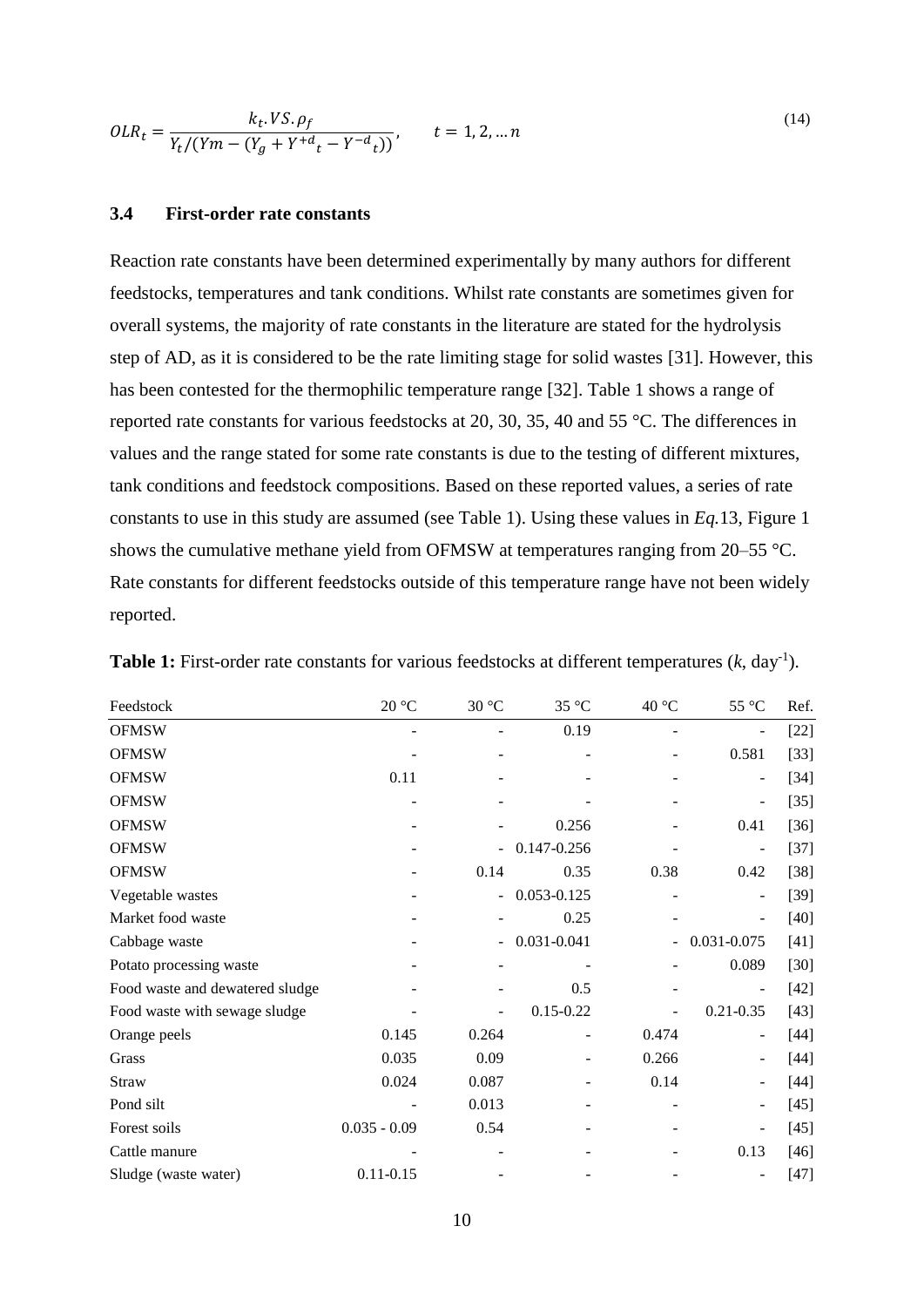$$OLR_t = \frac{k_t . VS . \rho_f}{Y_t / (Ym - (Y_g + Y^{+d}{}_t - Y^{-d}{}_t))}, \qquad t = 1, 2, \ldots n \tag{14}$$

### 3.4 First-order rate constants

Reaction rate constants have been determined experimentally by many authors for different feedstocks, temperatures and tank conditions. Whilst rate constants are sometimes given for overall systems, the majority of rate constants in the literature are stated for the hydrolysis step of AD, as it is considered to be the rate limiting stage for solid wastes [31]. However, this has been contested for the thermophilic temperature range [32]. Table 1 shows a range of reported rate constants for various feedstocks at 20, 30, 35, 40 and 55 °C. The differences in values and the range stated for some rate constants is due to the testing of different mixtures, tank conditions and feedstock compositions. Based on these reported values, a series of rate constants to use in this study are assumed (see Table 1). Using these values in *Eq.*13, Figure 1 shows the cumulative methane yield from OFMSW at temperatures ranging from 20–55 °C. Rate constants for different feedstocks outside of this temperature range have not been widely reported.

**Table 1:** First-order rate constants for various feedstocks at different temperatures ($k$, day$^{-1}$).

| Feedstock | 20 °C | 30 °C | 35 °C | 40 °C | 55 °C | Ref. |
|---|---|---|---|---|---|---|
| OFMSW | - | - | 0.19 | - | - | [22] |
| OFMSW | - | - | - | - | 0.581 | [33] |
| OFMSW | 0.11 | - | - | - | - | [34] |
| OFMSW | - | - | - | - | - | [35] |
| OFMSW | - | - | 0.256 | - | 0.41 | [36] |
| OFMSW | - | - | 0.147-0.256 | - | - | [37] |
| OFMSW | - | 0.14 | 0.35 | 0.38 | 0.42 | [38] |
| Vegetable wastes | - | - | 0.053-0.125 | - | - | [39] |
| Market food waste | - | - | 0.25 | - | - | [40] |
| Cabbage waste | - | - | 0.031-0.041 | - | 0.031-0.075 | [41] |
| Potato processing waste | - | - | - | - | 0.089 | [30] |
| Food waste and dewatered sludge | - | - | 0.5 | - | - | [42] |
| Food waste with sewage sludge | - | - | 0.15-0.22 | - | 0.21-0.35 | [43] |
| Orange peels | 0.145 | 0.264 | - | 0.474 | - | [44] |
| Grass | 0.035 | 0.09 | - | 0.266 | - | [44] |
| Straw | 0.024 | 0.087 | - | 0.14 | - | [44] |
| Pond silt | - | 0.013 | - | - | - | [45] |
| Forest soils | 0.035 - 0.09 | 0.54 | - | - | - | [45] |
| Cattle manure | - | - | - | - | 0.13 | [46] |
| Sludge (waste water) | 0.11-0.15 | - | - | - | - | [47] |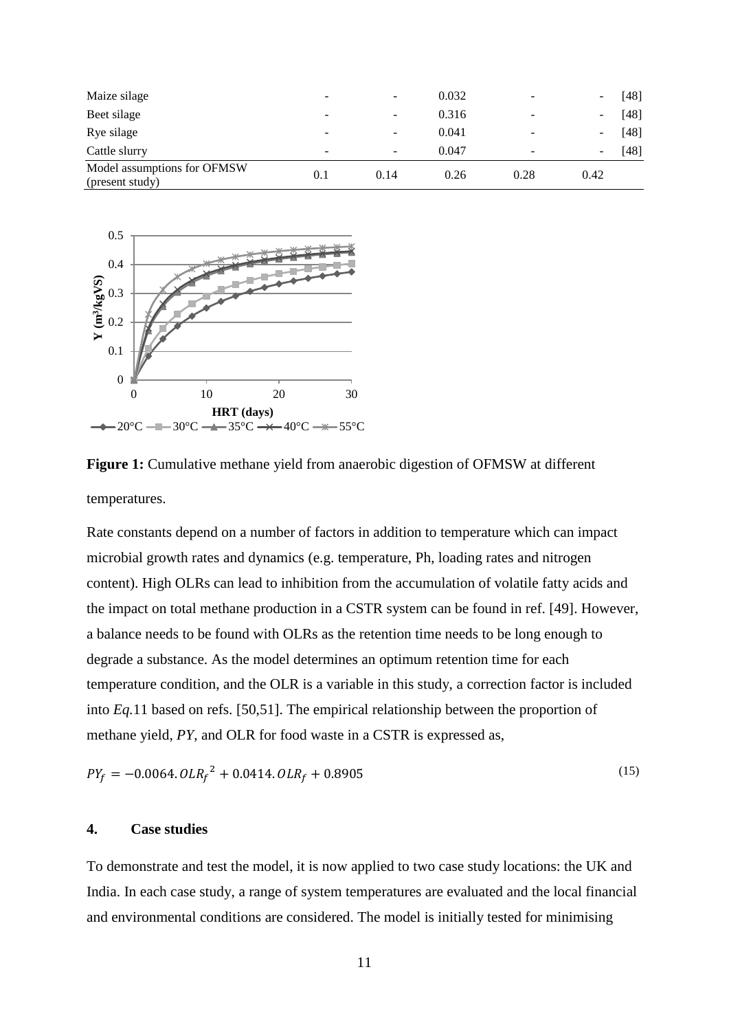| | | | | | | |
|---|---|---|---|---|---|---|
| Maize silage | - | - | 0.032 | - | - | [48] |
| Beet silage | - | - | 0.316 | - | - | [48] |
| Rye silage | - | - | 0.041 | - | - | [48] |
| Cattle slurry | - | - | 0.047 | - | - | [48] |
| Model assumptions for OFMSW (present study) | 0.1 | 0.14 | 0.26 | 0.28 | 0.42 | |

**Figure 1:** Cumulative methane yield from anaerobic digestion of OFMSW at different temperatures.

Rate constants depend on a number of factors in addition to temperature which can impact microbial growth rates and dynamics (e.g. temperature, Ph, loading rates and nitrogen content). High OLRs can lead to inhibition from the accumulation of volatile fatty acids and the impact on total methane production in a CSTR system can be found in ref. [49]. However, a balance needs to be found with OLRs as the retention time needs to be long enough to degrade a substance. As the model determines an optimum retention time for each temperature condition, and the OLR is a variable in this study, a correction factor is included into *Eq.*11 based on refs. [50,51]. The empirical relationship between the proportion of methane yield, *PY*, and OLR for food waste in a CSTR is expressed as,

$$PY_f = -0.0064.OLR_f^{\ 2} + 0.0414.OLR_f + 0.8905 \tag{15}$$

## 4. Case studies

To demonstrate and test the model, it is now applied to two case study locations: the UK and India. In each case study, a range of system temperatures are evaluated and the local financial and environmental conditions are considered. The model is initially tested for minimising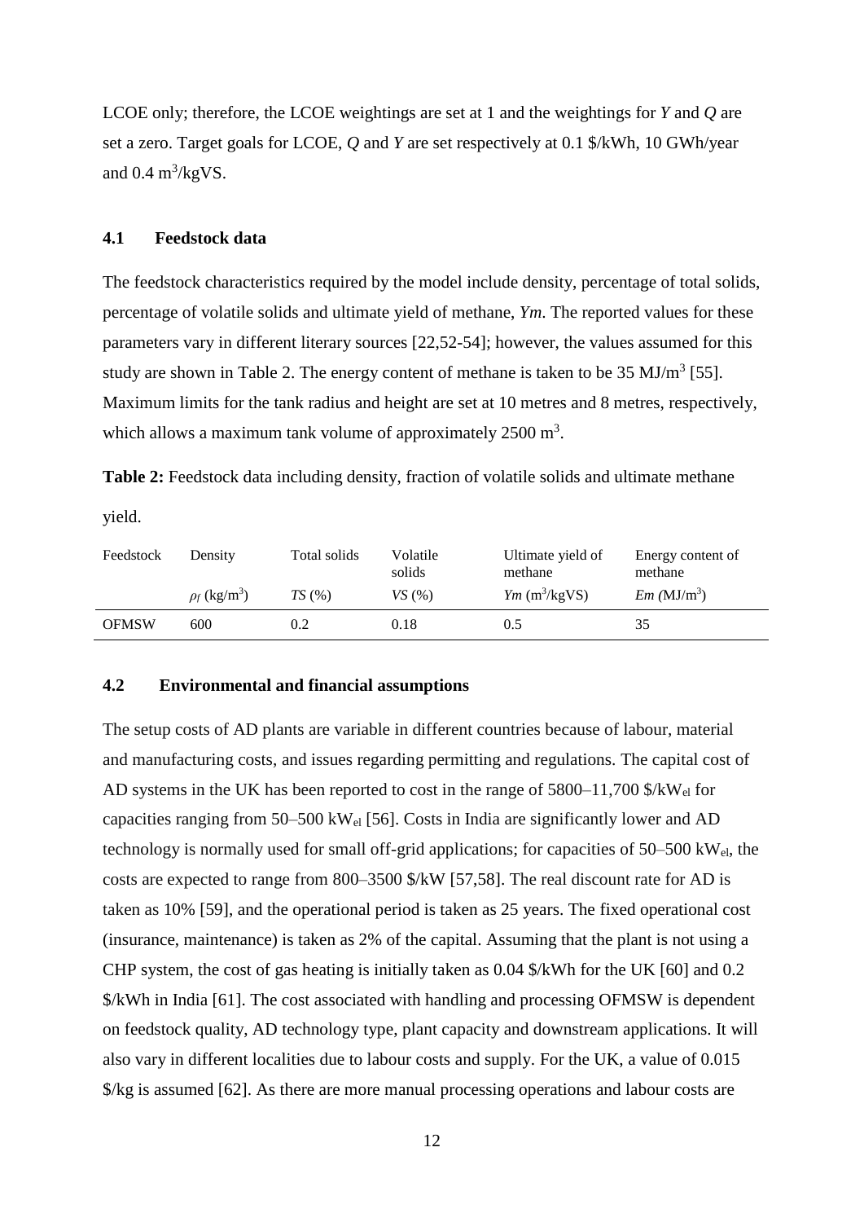LCOE only; therefore, the LCOE weightings are set at 1 and the weightings for *Y* and *Q* are set a zero. Target goals for LCOE, *Q* and *Y* are set respectively at 0.1 \$/kWh, 10 GWh/year and 0.4 $m^3$/kgVS.

### 4.1 Feedstock data

The feedstock characteristics required by the model include density, percentage of total solids, percentage of volatile solids and ultimate yield of methane, *Ym*. The reported values for these parameters vary in different literary sources [22,52-54]; however, the values assumed for this study are shown in Table 2. The energy content of methane is taken to be 35 MJ/$m^3$ [55]. Maximum limits for the tank radius and height are set at 10 metres and 8 metres, respectively, which allows a maximum tank volume of approximately 2500 $m^3$.

**Table 2:** Feedstock data including density, fraction of volatile solids and ultimate methane yield.

| Feedstock | Density | Total solids | Volatile solids | Ultimate yield of methane | Energy content of methane |
|---|---|---|---|---|---|
| | $\rho_f$ (kg/$m^3$) | *TS* (%) | *VS* (%) | *Ym* ($m^3$/kgVS) | *Em* (MJ/$m^3$) |
| OFMSW | 600 | 0.2 | 0.18 | 0.5 | 35 |

### 4.2 Environmental and financial assumptions

The setup costs of AD plants are variable in different countries because of labour, material and manufacturing costs, and issues regarding permitting and regulations. The capital cost of AD systems in the UK has been reported to cost in the range of 5800–11,700 \$/$kW_{el}$ for capacities ranging from 50–500 $kW_{el}$ [56]. Costs in India are significantly lower and AD technology is normally used for small off-grid applications; for capacities of 50–500 $kW_{el}$, the costs are expected to range from 800–3500 \$/kW [57,58]. The real discount rate for AD is taken as 10% [59], and the operational period is taken as 25 years. The fixed operational cost (insurance, maintenance) is taken as 2% of the capital. Assuming that the plant is not using a CHP system, the cost of gas heating is initially taken as 0.04 \$/kWh for the UK [60] and 0.2 \$/kWh in India [61]. The cost associated with handling and processing OFMSW is dependent on feedstock quality, AD technology type, plant capacity and downstream applications. It will also vary in different localities due to labour costs and supply. For the UK, a value of 0.015 \$/kg is assumed [62]. As there are more manual processing operations and labour costs are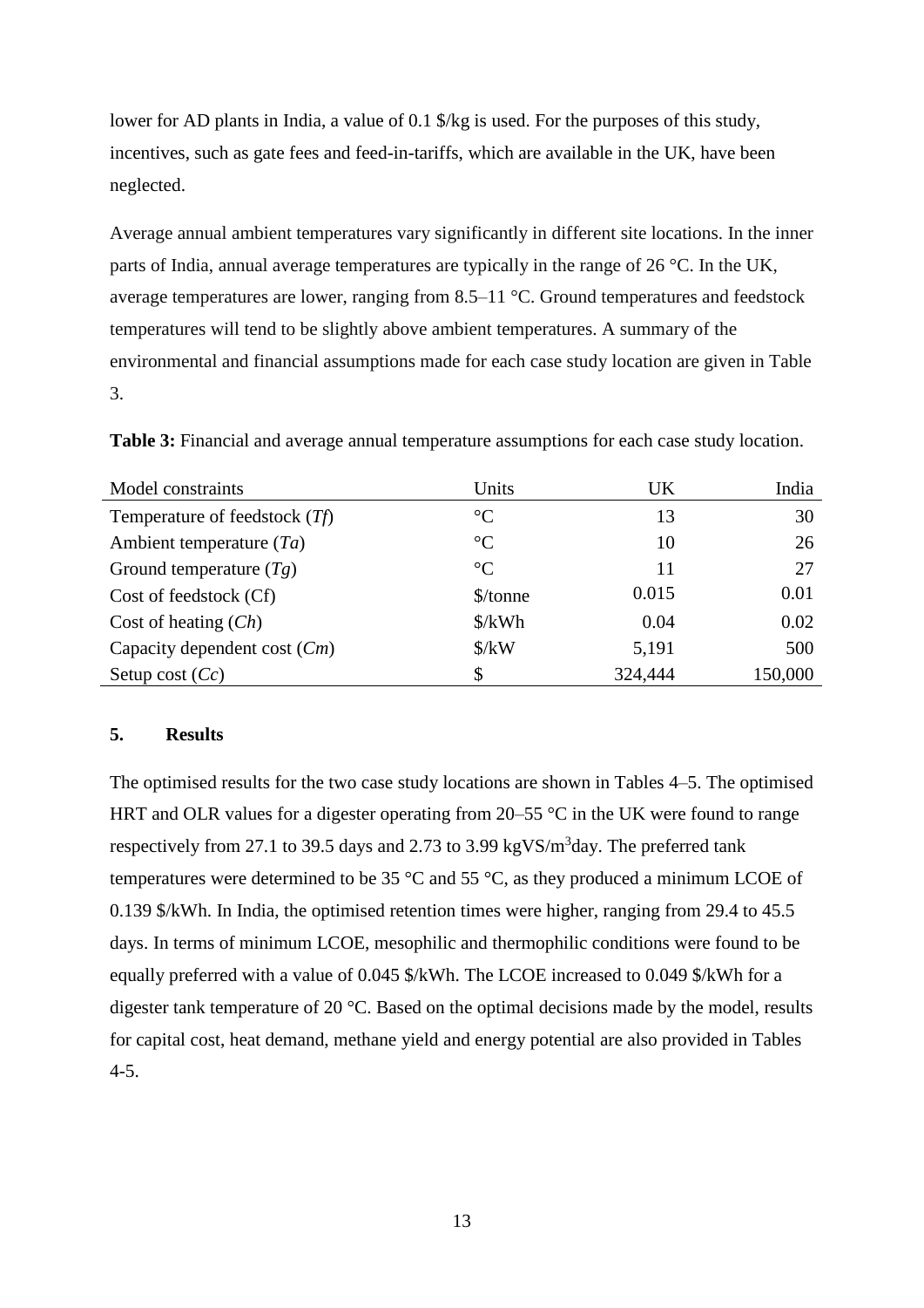lower for AD plants in India, a value of 0.1 \$/kg is used. For the purposes of this study, incentives, such as gate fees and feed-in-tariffs, which are available in the UK, have been neglected.

Average annual ambient temperatures vary significantly in different site locations. In the inner parts of India, annual average temperatures are typically in the range of 26 °C. In the UK, average temperatures are lower, ranging from 8.5–11 °C. Ground temperatures and feedstock temperatures will tend to be slightly above ambient temperatures. A summary of the environmental and financial assumptions made for each case study location are given in Table 3.

**Table 3:** Financial and average annual temperature assumptions for each case study location.

| Model constraints | Units | UK | India |
|---|---|---|---|
| Temperature of feedstock ($Tf$) | °C | 13 | 30 |
| Ambient temperature ($Ta$) | °C | 10 | 26 |
| Ground temperature ($Tg$) | °C | 11 | 27 |
| Cost of feedstock (Cf) | \$/tonne | 0.015 | 0.01 |
| Cost of heating ($Ch$) | \$/kWh | 0.04 | 0.02 |
| Capacity dependent cost ($Cm$) | \$/kW | 5,191 | 500 |
| Setup cost ($Cc$) | \$ | 324,444 | 150,000 |

## 5. Results

The optimised results for the two case study locations are shown in Tables 4–5. The optimised HRT and OLR values for a digester operating from 20–55 °C in the UK were found to range respectively from 27.1 to 39.5 days and 2.73 to 3.99 kgVS/m$^3$day. The preferred tank temperatures were determined to be 35 °C and 55 °C, as they produced a minimum LCOE of 0.139 \$/kWh. In India, the optimised retention times were higher, ranging from 29.4 to 45.5 days. In terms of minimum LCOE, mesophilic and thermophilic conditions were found to be equally preferred with a value of 0.045 \$/kWh. The LCOE increased to 0.049 \$/kWh for a digester tank temperature of 20 °C. Based on the optimal decisions made by the model, results for capital cost, heat demand, methane yield and energy potential are also provided in Tables 4-5.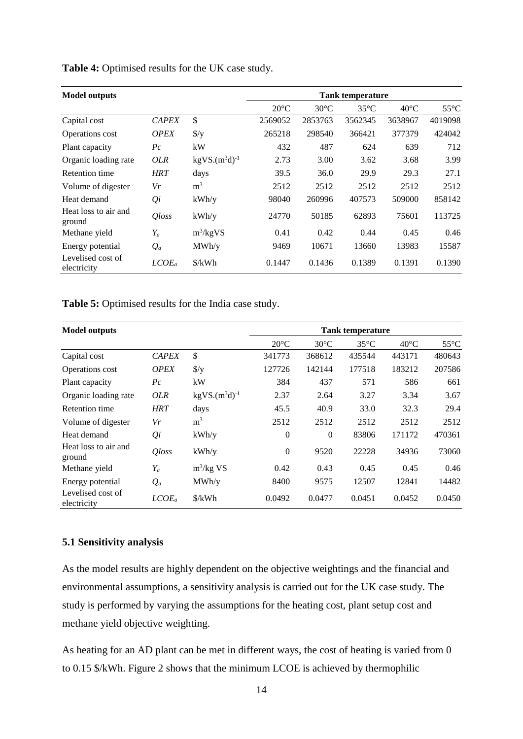**Table 4:** Optimised results for the UK case study.

| Model outputs | | | Tank temperature | | | | |
|---|---|---|---|---|---|---|---|
| | | | 20°C | 30°C | 35°C | 40°C | 55°C |
| Capital cost | *CAPEX* | \$ | 2569052 | 2853763 | 3562345 | 3638967 | 4019098 |
| Operations cost | *OPEX* | \$/y | 265218 | 298540 | 366421 | 377379 | 424042 |
| Plant capacity | *Pc* | kW | 432 | 487 | 624 | 639 | 712 |
| Organic loading rate | *OLR* | $kgVS.(m^3d)^{-1}$ | 2.73 | 3.00 | 3.62 | 3.68 | 3.99 |
| Retention time | *HRT* | days | 39.5 | 36.0 | 29.9 | 29.3 | 27.1 |
| Volume of digester | *Vr* | $m^3$ | 2512 | 2512 | 2512 | 2512 | 2512 |
| Heat demand | *Qi* | kWh/y | 98040 | 260996 | 407573 | 509000 | 858142 |
| Heat loss to air and ground | *Qloss* | kWh/y | 24770 | 50185 | 62893 | 75601 | 113725 |
| Methane yield | $Y_a$ | $m^3$/kgVS | 0.41 | 0.42 | 0.44 | 0.45 | 0.46 |
| Energy potential | $Q_a$ | MWh/y | 9469 | 10671 | 13660 | 13983 | 15587 |
| Levelised cost of electricity | $LCOE_a$ | \$/kWh | 0.1447 | 0.1436 | 0.1389 | 0.1391 | 0.1390 |

**Table 5:** Optimised results for the India case study.

| Model outputs | | | Tank temperature | | | | |
|---|---|---|---|---|---|---|---|
| | | | 20°C | 30°C | 35°C | 40°C | 55°C |
| Capital cost | *CAPEX* | \$ | 341773 | 368612 | 435544 | 443171 | 480643 |
| Operations cost | *OPEX* | \$/y | 127726 | 142144 | 177518 | 183212 | 207586 |
| Plant capacity | *Pc* | kW | 384 | 437 | 571 | 586 | 661 |
| Organic loading rate | *OLR* | $kgVS.(m^3d)^{-1}$ | 2.37 | 2.64 | 3.27 | 3.34 | 3.67 |
| Retention time | *HRT* | days | 45.5 | 40.9 | 33.0 | 32.3 | 29.4 |
| Volume of digester | *Vr* | $m^3$ | 2512 | 2512 | 2512 | 2512 | 2512 |
| Heat demand | *Qi* | kWh/y | 0 | 0 | 83806 | 171172 | 470361 |
| Heat loss to air and ground | *Qloss* | kWh/y | 0 | 9520 | 22228 | 34936 | 73060 |
| Methane yield | $Y_a$ | $m^3$/kg VS | 0.42 | 0.43 | 0.45 | 0.45 | 0.46 |
| Energy potential | $Q_a$ | MWh/y | 8400 | 9575 | 12507 | 12841 | 14482 |
| Levelised cost of electricity | $LCOE_a$ | \$/kWh | 0.0492 | 0.0477 | 0.0451 | 0.0452 | 0.0450 |

### 5.1 Sensitivity analysis

As the model results are highly dependent on the objective weightings and the financial and environmental assumptions, a sensitivity analysis is carried out for the UK case study. The study is performed by varying the assumptions for the heating cost, plant setup cost and methane yield objective weighting.

As heating for an AD plant can be met in different ways, the cost of heating is varied from 0 to 0.15 \$/kWh. Figure 2 shows that the minimum LCOE is achieved by thermophilic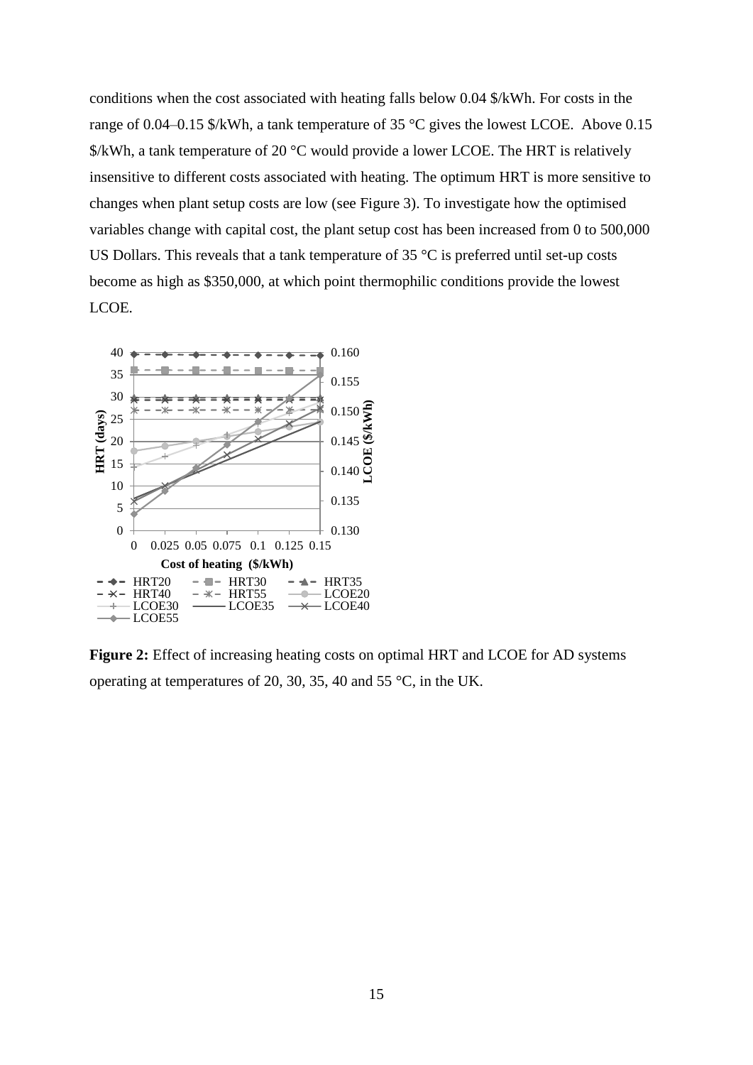conditions when the cost associated with heating falls below 0.04 $/kWh. For costs in the range of 0.04–0.15 $/kWh, a tank temperature of 35 °C gives the lowest LCOE. Above 0.15 $/kWh, a tank temperature of 20 °C would provide a lower LCOE. The HRT is relatively insensitive to different costs associated with heating. The optimum HRT is more sensitive to changes when plant setup costs are low (see Figure 3). To investigate how the optimised variables change with capital cost, the plant setup cost has been increased from 0 to 500,000 US Dollars. This reveals that a tank temperature of 35 °C is preferred until set-up costs become as high as $350,000, at which point thermophilic conditions provide the lowest LCOE.

**Figure 2:** Effect of increasing heating costs on optimal HRT and LCOE for AD systems operating at temperatures of 20, 30, 35, 40 and 55 °C, in the UK.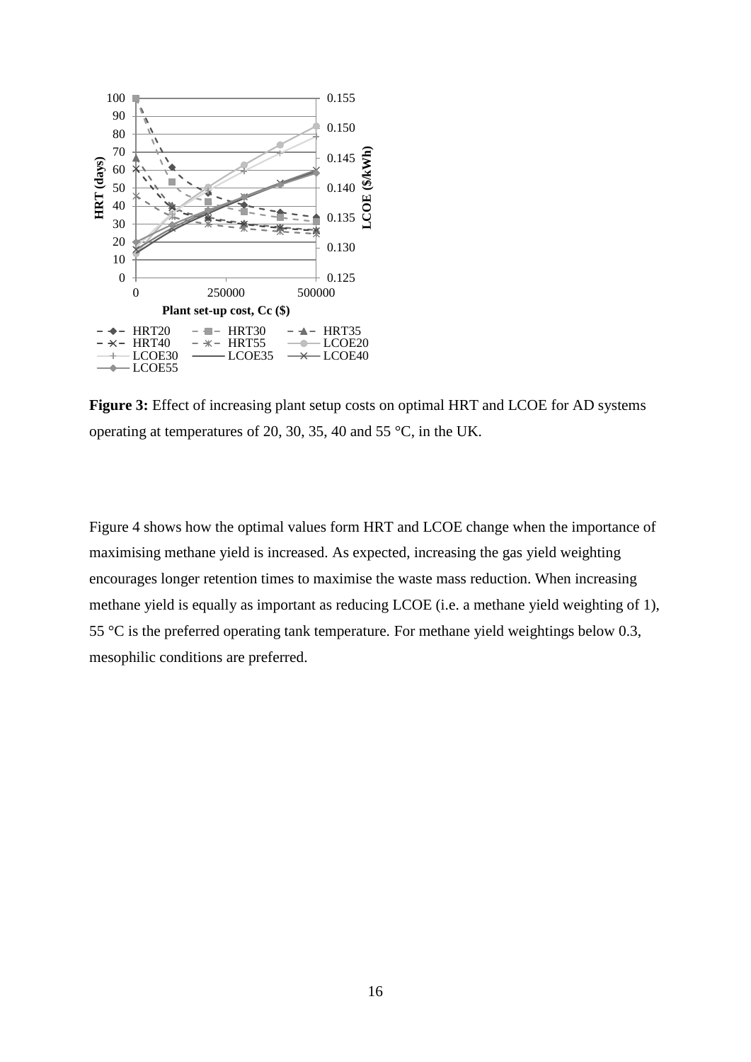**Figure 3:** Effect of increasing plant setup costs on optimal HRT and LCOE for AD systems operating at temperatures of 20, 30, 35, 40 and 55 °C, in the UK.

Figure 4 shows how the optimal values form HRT and LCOE change when the importance of maximising methane yield is increased. As expected, increasing the gas yield weighting encourages longer retention times to maximise the waste mass reduction. When increasing methane yield is equally as important as reducing LCOE (i.e. a methane yield weighting of 1), 55 °C is the preferred operating tank temperature. For methane yield weightings below 0.3, mesophilic conditions are preferred.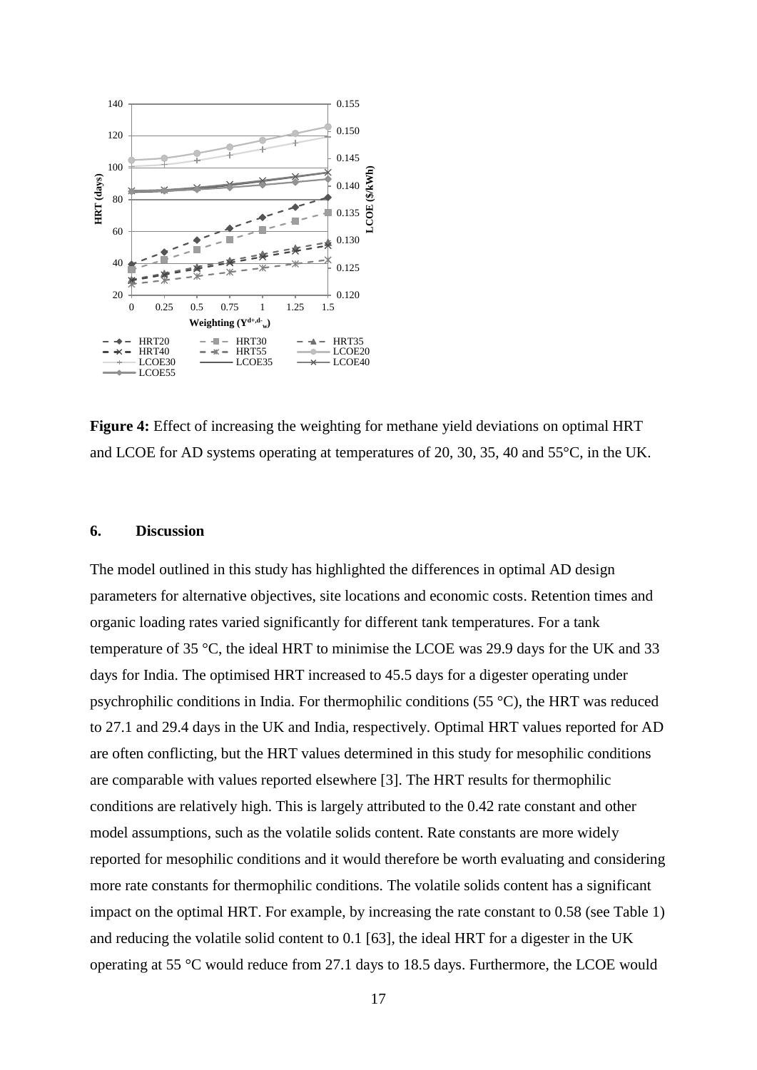**Figure 4:** Effect of increasing the weighting for methane yield deviations on optimal HRT and LCOE for AD systems operating at temperatures of 20, 30, 35, 40 and 55°C, in the UK.

## 6. Discussion

The model outlined in this study has highlighted the differences in optimal AD design parameters for alternative objectives, site locations and economic costs. Retention times and organic loading rates varied significantly for different tank temperatures. For a tank temperature of 35 °C, the ideal HRT to minimise the LCOE was 29.9 days for the UK and 33 days for India. The optimised HRT increased to 45.5 days for a digester operating under psychrophilic conditions in India. For thermophilic conditions (55 °C), the HRT was reduced to 27.1 and 29.4 days in the UK and India, respectively. Optimal HRT values reported for AD are often conflicting, but the HRT values determined in this study for mesophilic conditions are comparable with values reported elsewhere [3]. The HRT results for thermophilic conditions are relatively high. This is largely attributed to the 0.42 rate constant and other model assumptions, such as the volatile solids content. Rate constants are more widely reported for mesophilic conditions and it would therefore be worth evaluating and considering more rate constants for thermophilic conditions. The volatile solids content has a significant impact on the optimal HRT. For example, by increasing the rate constant to 0.58 (see Table 1) and reducing the volatile solid content to 0.1 [63], the ideal HRT for a digester in the UK operating at 55 °C would reduce from 27.1 days to 18.5 days. Furthermore, the LCOE would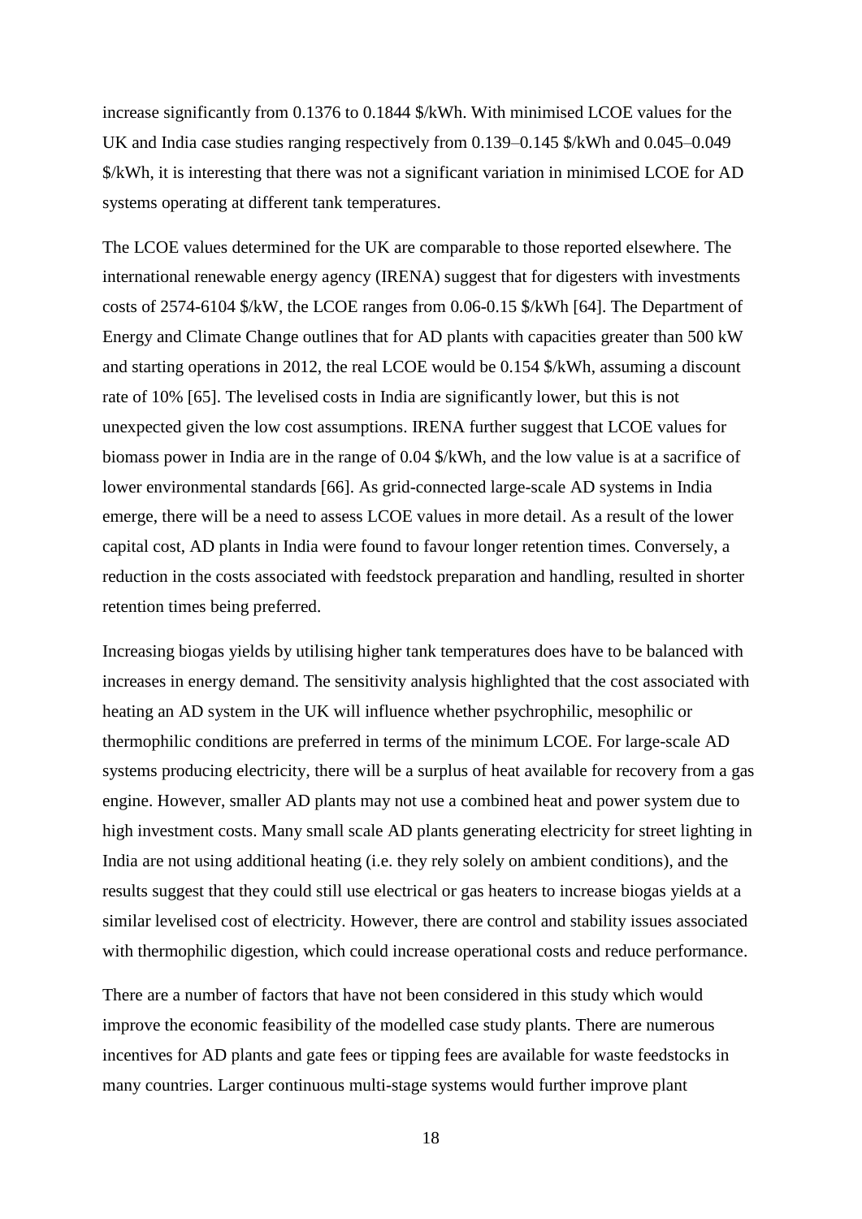increase significantly from 0.1376 to 0.1844 $/kWh. With minimised LCOE values for the UK and India case studies ranging respectively from 0.139–0.145 $/kWh and 0.045–0.049 $/kWh, it is interesting that there was not a significant variation in minimised LCOE for AD systems operating at different tank temperatures.

The LCOE values determined for the UK are comparable to those reported elsewhere. The international renewable energy agency (IRENA) suggest that for digesters with investments costs of 2574-6104 $/kW, the LCOE ranges from 0.06-0.15 $/kWh [64]. The Department of Energy and Climate Change outlines that for AD plants with capacities greater than 500 kW and starting operations in 2012, the real LCOE would be 0.154 $/kWh, assuming a discount rate of 10% [65]. The levelised costs in India are significantly lower, but this is not unexpected given the low cost assumptions. IRENA further suggest that LCOE values for biomass power in India are in the range of 0.04 $/kWh, and the low value is at a sacrifice of lower environmental standards [66]. As grid-connected large-scale AD systems in India emerge, there will be a need to assess LCOE values in more detail. As a result of the lower capital cost, AD plants in India were found to favour longer retention times. Conversely, a reduction in the costs associated with feedstock preparation and handling, resulted in shorter retention times being preferred.

Increasing biogas yields by utilising higher tank temperatures does have to be balanced with increases in energy demand. The sensitivity analysis highlighted that the cost associated with heating an AD system in the UK will influence whether psychrophilic, mesophilic or thermophilic conditions are preferred in terms of the minimum LCOE. For large-scale AD systems producing electricity, there will be a surplus of heat available for recovery from a gas engine. However, smaller AD plants may not use a combined heat and power system due to high investment costs. Many small scale AD plants generating electricity for street lighting in India are not using additional heating (i.e. they rely solely on ambient conditions), and the results suggest that they could still use electrical or gas heaters to increase biogas yields at a similar levelised cost of electricity. However, there are control and stability issues associated with thermophilic digestion, which could increase operational costs and reduce performance.

There are a number of factors that have not been considered in this study which would improve the economic feasibility of the modelled case study plants. There are numerous incentives for AD plants and gate fees or tipping fees are available for waste feedstocks in many countries. Larger continuous multi-stage systems would further improve plant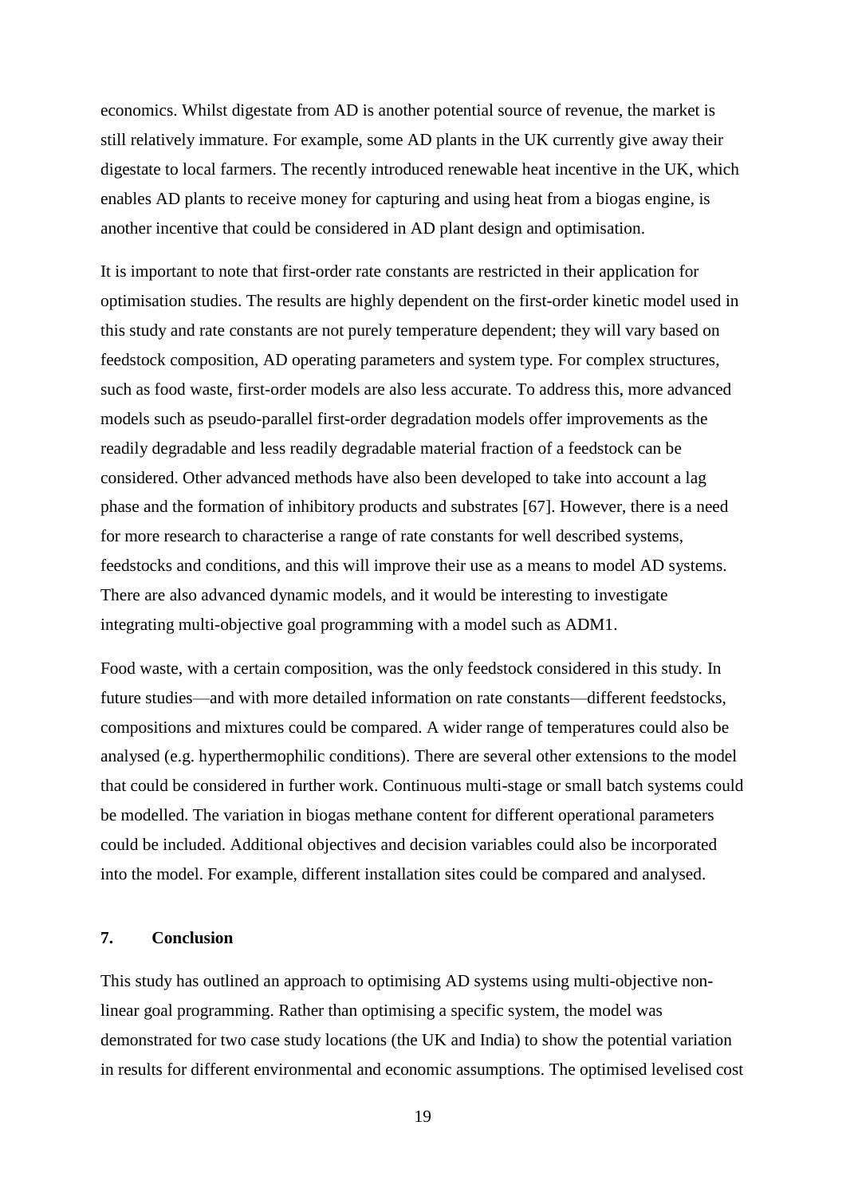economics. Whilst digestate from AD is another potential source of revenue, the market is still relatively immature. For example, some AD plants in the UK currently give away their digestate to local farmers. The recently introduced renewable heat incentive in the UK, which enables AD plants to receive money for capturing and using heat from a biogas engine, is another incentive that could be considered in AD plant design and optimisation.

It is important to note that first-order rate constants are restricted in their application for optimisation studies. The results are highly dependent on the first-order kinetic model used in this study and rate constants are not purely temperature dependent; they will vary based on feedstock composition, AD operating parameters and system type. For complex structures, such as food waste, first-order models are also less accurate. To address this, more advanced models such as pseudo-parallel first-order degradation models offer improvements as the readily degradable and less readily degradable material fraction of a feedstock can be considered. Other advanced methods have also been developed to take into account a lag phase and the formation of inhibitory products and substrates [67]. However, there is a need for more research to characterise a range of rate constants for well described systems, feedstocks and conditions, and this will improve their use as a means to model AD systems. There are also advanced dynamic models, and it would be interesting to investigate integrating multi-objective goal programming with a model such as ADM1.

Food waste, with a certain composition, was the only feedstock considered in this study. In future studies—and with more detailed information on rate constants—different feedstocks, compositions and mixtures could be compared. A wider range of temperatures could also be analysed (e.g. hyperthermophilic conditions). There are several other extensions to the model that could be considered in further work. Continuous multi-stage or small batch systems could be modelled. The variation in biogas methane content for different operational parameters could be included. Additional objectives and decision variables could also be incorporated into the model. For example, different installation sites could be compared and analysed.

## 7. Conclusion

This study has outlined an approach to optimising AD systems using multi-objective non-linear goal programming. Rather than optimising a specific system, the model was demonstrated for two case study locations (the UK and India) to show the potential variation in results for different environmental and economic assumptions. The optimised levelised cost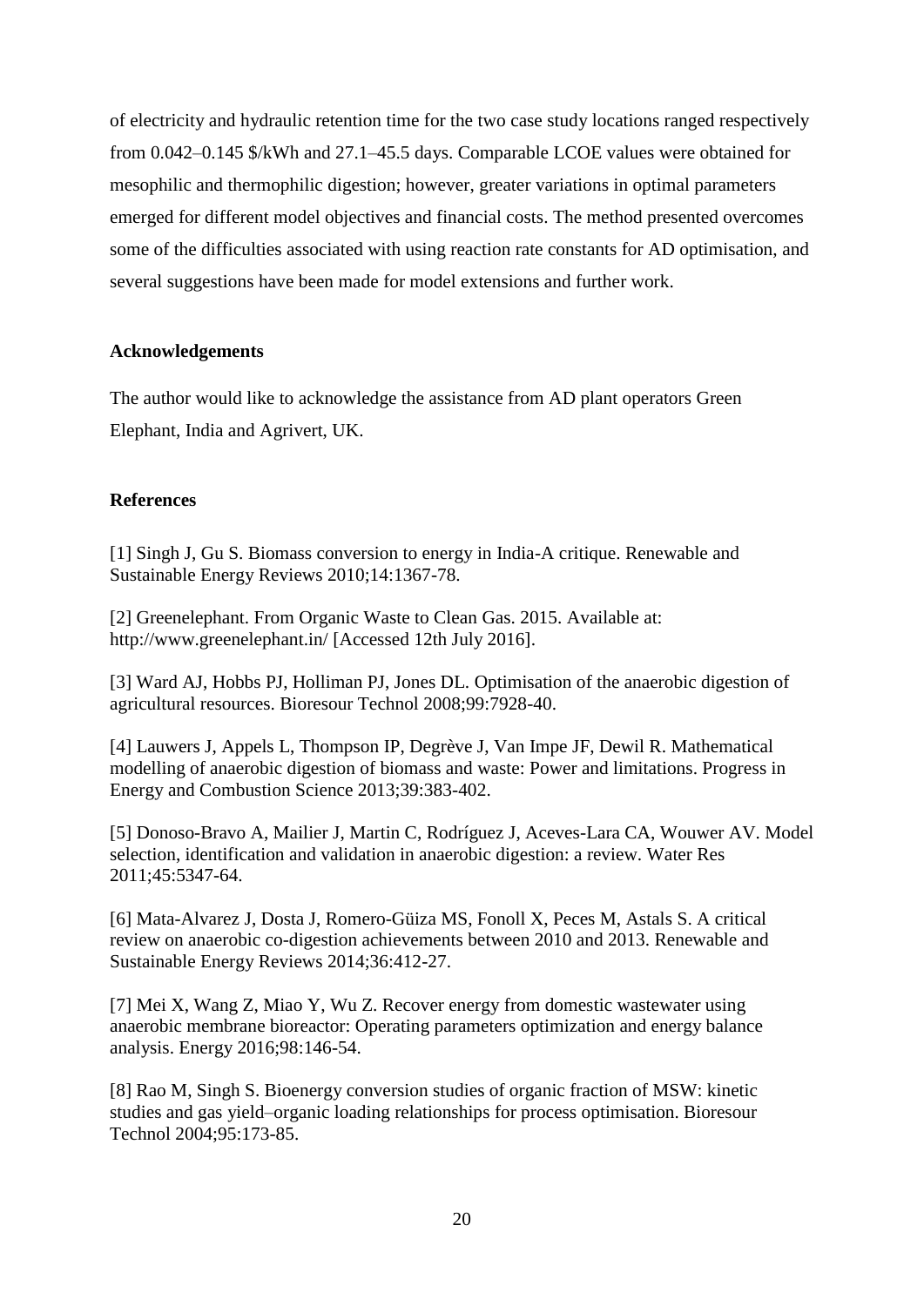of electricity and hydraulic retention time for the two case study locations ranged respectively from 0.042–0.145 $/kWh and 27.1–45.5 days. Comparable LCOE values were obtained for mesophilic and thermophilic digestion; however, greater variations in optimal parameters emerged for different model objectives and financial costs. The method presented overcomes some of the difficulties associated with using reaction rate constants for AD optimisation, and several suggestions have been made for model extensions and further work.

**Acknowledgements**

The author would like to acknowledge the assistance from AD plant operators Green Elephant, India and Agrivert, UK.

**References**

[1] Singh J, Gu S. Biomass conversion to energy in India-A critique. Renewable and Sustainable Energy Reviews 2010;14:1367-78.

[2] Greenelephant. From Organic Waste to Clean Gas. 2015. Available at: http://www.greenelephant.in/ [Accessed 12th July 2016].

[3] Ward AJ, Hobbs PJ, Holliman PJ, Jones DL. Optimisation of the anaerobic digestion of agricultural resources. Bioresour Technol 2008;99:7928-40.

[4] Lauwers J, Appels L, Thompson IP, Degrève J, Van Impe JF, Dewil R. Mathematical modelling of anaerobic digestion of biomass and waste: Power and limitations. Progress in Energy and Combustion Science 2013;39:383-402.

[5] Donoso-Bravo A, Mailier J, Martin C, Rodríguez J, Aceves-Lara CA, Wouwer AV. Model selection, identification and validation in anaerobic digestion: a review. Water Res 2011;45:5347-64.

[6] Mata-Alvarez J, Dosta J, Romero-Güiza MS, Fonoll X, Peces M, Astals S. A critical review on anaerobic co-digestion achievements between 2010 and 2013. Renewable and Sustainable Energy Reviews 2014;36:412-27.

[7] Mei X, Wang Z, Miao Y, Wu Z. Recover energy from domestic wastewater using anaerobic membrane bioreactor: Operating parameters optimization and energy balance analysis. Energy 2016;98:146-54.

[8] Rao M, Singh S. Bioenergy conversion studies of organic fraction of MSW: kinetic studies and gas yield–organic loading relationships for process optimisation. Bioresour Technol 2004;95:173-85.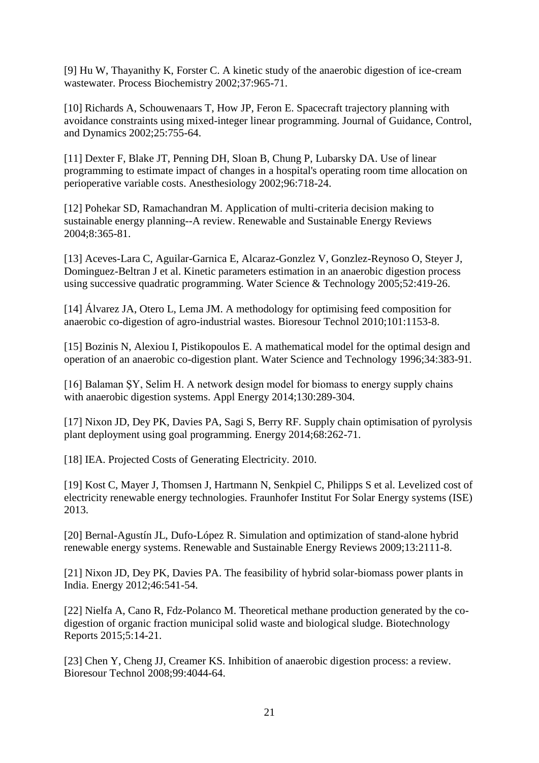[9] Hu W, Thayanithy K, Forster C. A kinetic study of the anaerobic digestion of ice-cream wastewater. Process Biochemistry 2002;37:965-71.

[10] Richards A, Schouwenaars T, How JP, Feron E. Spacecraft trajectory planning with avoidance constraints using mixed-integer linear programming. Journal of Guidance, Control, and Dynamics 2002;25:755-64.

[11] Dexter F, Blake JT, Penning DH, Sloan B, Chung P, Lubarsky DA. Use of linear programming to estimate impact of changes in a hospital's operating room time allocation on perioperative variable costs. Anesthesiology 2002;96:718-24.

[12] Pohekar SD, Ramachandran M. Application of multi-criteria decision making to sustainable energy planning--A review. Renewable and Sustainable Energy Reviews 2004;8:365-81.

[13] Aceves-Lara C, Aguilar-Garnica E, Alcaraz-Gonzlez V, Gonzlez-Reynoso O, Steyer J, Dominguez-Beltran J et al. Kinetic parameters estimation in an anaerobic digestion process using successive quadratic programming. Water Science & Technology 2005;52:419-26.

[14] Álvarez JA, Otero L, Lema JM. A methodology for optimising feed composition for anaerobic co-digestion of agro-industrial wastes. Bioresour Technol 2010;101:1153-8.

[15] Bozinis N, Alexiou I, Pistikopoulos E. A mathematical model for the optimal design and operation of an anaerobic co-digestion plant. Water Science and Technology 1996;34:383-91.

[16] Balaman ŞY, Selim H. A network design model for biomass to energy supply chains with anaerobic digestion systems. Appl Energy 2014;130:289-304.

[17] Nixon JD, Dey PK, Davies PA, Sagi S, Berry RF. Supply chain optimisation of pyrolysis plant deployment using goal programming. Energy 2014;68:262-71.

[18] IEA. Projected Costs of Generating Electricity. 2010.

[19] Kost C, Mayer J, Thomsen J, Hartmann N, Senkpiel C, Philipps S et al. Levelized cost of electricity renewable energy technologies. Fraunhofer Institut For Solar Energy systems (ISE) 2013.

[20] Bernal-Agustín JL, Dufo-López R. Simulation and optimization of stand-alone hybrid renewable energy systems. Renewable and Sustainable Energy Reviews 2009;13:2111-8.

[21] Nixon JD, Dey PK, Davies PA. The feasibility of hybrid solar-biomass power plants in India. Energy 2012;46:541-54.

[22] Nielfa A, Cano R, Fdz-Polanco M. Theoretical methane production generated by the co-digestion of organic fraction municipal solid waste and biological sludge. Biotechnology Reports 2015;5:14-21.

[23] Chen Y, Cheng JJ, Creamer KS. Inhibition of anaerobic digestion process: a review. Bioresour Technol 2008;99:4044-64.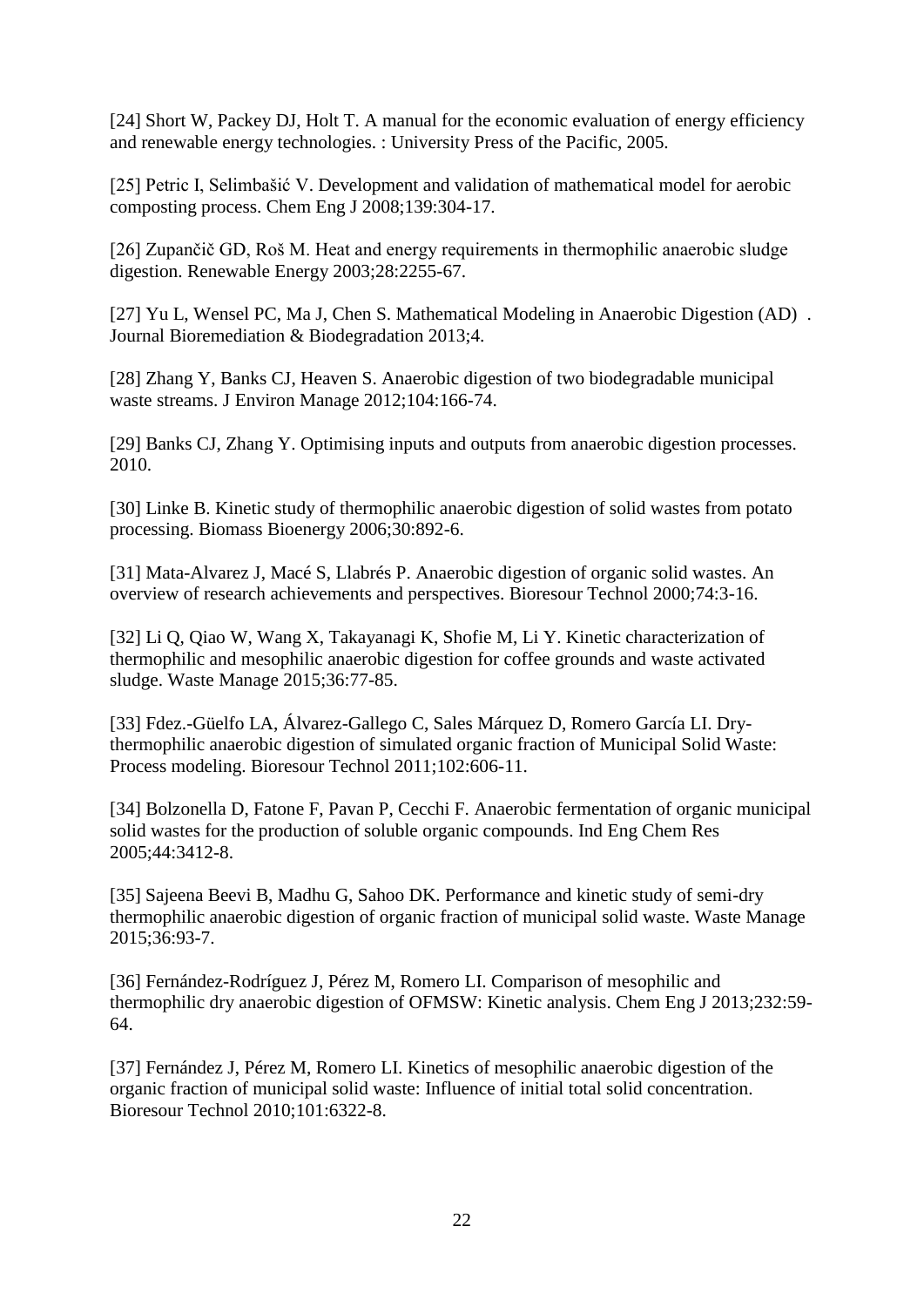[24] Short W, Packey DJ, Holt T. A manual for the economic evaluation of energy efficiency and renewable energy technologies. : University Press of the Pacific, 2005.

[25] Petric I, Selimbašić V. Development and validation of mathematical model for aerobic composting process. Chem Eng J 2008;139:304-17.

[26] Zupančič GD, Roš M. Heat and energy requirements in thermophilic anaerobic sludge digestion. Renewable Energy 2003;28:2255-67.

[27] Yu L, Wensel PC, Ma J, Chen S. Mathematical Modeling in Anaerobic Digestion (AD) . Journal Bioremediation & Biodegradation 2013;4.

[28] Zhang Y, Banks CJ, Heaven S. Anaerobic digestion of two biodegradable municipal waste streams. J Environ Manage 2012;104:166-74.

[29] Banks CJ, Zhang Y. Optimising inputs and outputs from anaerobic digestion processes. 2010.

[30] Linke B. Kinetic study of thermophilic anaerobic digestion of solid wastes from potato processing. Biomass Bioenergy 2006;30:892-6.

[31] Mata-Alvarez J, Macé S, Llabrés P. Anaerobic digestion of organic solid wastes. An overview of research achievements and perspectives. Bioresour Technol 2000;74:3-16.

[32] Li Q, Qiao W, Wang X, Takayanagi K, Shofie M, Li Y. Kinetic characterization of thermophilic and mesophilic anaerobic digestion for coffee grounds and waste activated sludge. Waste Manage 2015;36:77-85.

[33] Fdez.-Güelfo LA, Álvarez-Gallego C, Sales Márquez D, Romero García LI. Dry-thermophilic anaerobic digestion of simulated organic fraction of Municipal Solid Waste: Process modeling. Bioresour Technol 2011;102:606-11.

[34] Bolzonella D, Fatone F, Pavan P, Cecchi F. Anaerobic fermentation of organic municipal solid wastes for the production of soluble organic compounds. Ind Eng Chem Res 2005;44:3412-8.

[35] Sajeena Beevi B, Madhu G, Sahoo DK. Performance and kinetic study of semi-dry thermophilic anaerobic digestion of organic fraction of municipal solid waste. Waste Manage 2015;36:93-7.

[36] Fernández-Rodríguez J, Pérez M, Romero LI. Comparison of mesophilic and thermophilic dry anaerobic digestion of OFMSW: Kinetic analysis. Chem Eng J 2013;232:59-64.

[37] Fernández J, Pérez M, Romero LI. Kinetics of mesophilic anaerobic digestion of the organic fraction of municipal solid waste: Influence of initial total solid concentration. Bioresour Technol 2010;101:6322-8.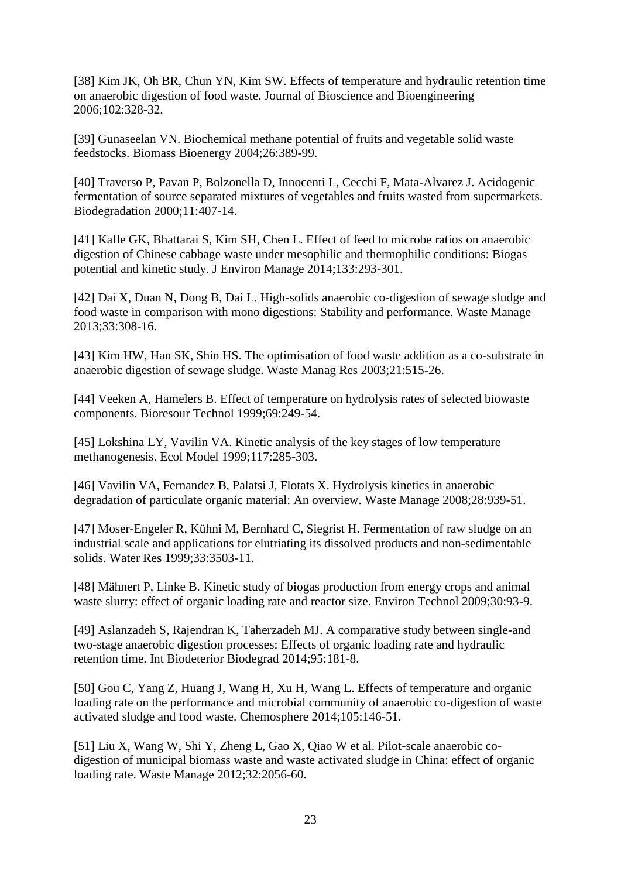[38] Kim JK, Oh BR, Chun YN, Kim SW. Effects of temperature and hydraulic retention time on anaerobic digestion of food waste. Journal of Bioscience and Bioengineering 2006;102:328-32.

[39] Gunaseelan VN. Biochemical methane potential of fruits and vegetable solid waste feedstocks. Biomass Bioenergy 2004;26:389-99.

[40] Traverso P, Pavan P, Bolzonella D, Innocenti L, Cecchi F, Mata-Alvarez J. Acidogenic fermentation of source separated mixtures of vegetables and fruits wasted from supermarkets. Biodegradation 2000;11:407-14.

[41] Kafle GK, Bhattarai S, Kim SH, Chen L. Effect of feed to microbe ratios on anaerobic digestion of Chinese cabbage waste under mesophilic and thermophilic conditions: Biogas potential and kinetic study. J Environ Manage 2014;133:293-301.

[42] Dai X, Duan N, Dong B, Dai L. High-solids anaerobic co-digestion of sewage sludge and food waste in comparison with mono digestions: Stability and performance. Waste Manage 2013;33:308-16.

[43] Kim HW, Han SK, Shin HS. The optimisation of food waste addition as a co-substrate in anaerobic digestion of sewage sludge. Waste Manag Res 2003;21:515-26.

[44] Veeken A, Hamelers B. Effect of temperature on hydrolysis rates of selected biowaste components. Bioresour Technol 1999;69:249-54.

[45] Lokshina LY, Vavilin VA. Kinetic analysis of the key stages of low temperature methanogenesis. Ecol Model 1999;117:285-303.

[46] Vavilin VA, Fernandez B, Palatsi J, Flotats X. Hydrolysis kinetics in anaerobic degradation of particulate organic material: An overview. Waste Manage 2008;28:939-51.

[47] Moser-Engeler R, Kühni M, Bernhard C, Siegrist H. Fermentation of raw sludge on an industrial scale and applications for elutriating its dissolved products and non-sedimentable solids. Water Res 1999;33:3503-11.

[48] Mähnert P, Linke B. Kinetic study of biogas production from energy crops and animal waste slurry: effect of organic loading rate and reactor size. Environ Technol 2009;30:93-9.

[49] Aslanzadeh S, Rajendran K, Taherzadeh MJ. A comparative study between single-and two-stage anaerobic digestion processes: Effects of organic loading rate and hydraulic retention time. Int Biodeterior Biodegrad 2014;95:181-8.

[50] Gou C, Yang Z, Huang J, Wang H, Xu H, Wang L. Effects of temperature and organic loading rate on the performance and microbial community of anaerobic co-digestion of waste activated sludge and food waste. Chemosphere 2014;105:146-51.

[51] Liu X, Wang W, Shi Y, Zheng L, Gao X, Qiao W et al. Pilot-scale anaerobic co-digestion of municipal biomass waste and waste activated sludge in China: effect of organic loading rate. Waste Manage 2012;32:2056-60.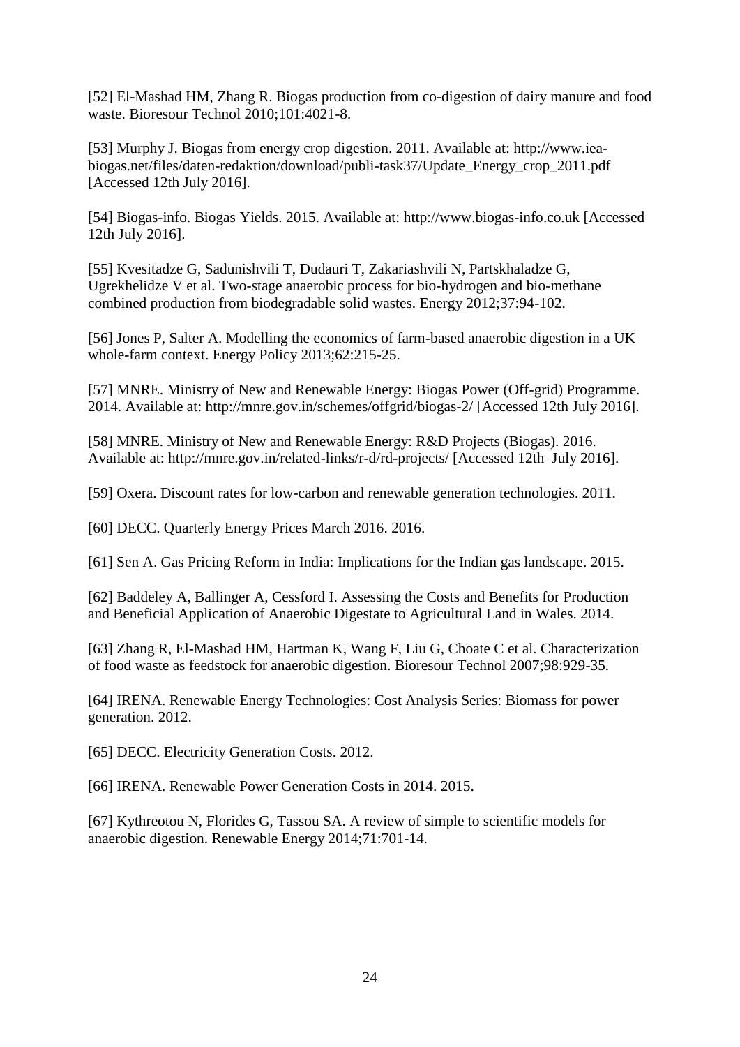[52] El-Mashad HM, Zhang R. Biogas production from co-digestion of dairy manure and food waste. Bioresour Technol 2010;101:4021-8.

[53] Murphy J. Biogas from energy crop digestion. 2011. Available at: http://www.iea-biogas.net/files/daten-redaktion/download/publi-task37/Update_Energy_crop_2011.pdf [Accessed 12th July 2016].

[54] Biogas-info. Biogas Yields. 2015. Available at: http://www.biogas-info.co.uk [Accessed 12th July 2016].

[55] Kvesitadze G, Sadunishvili T, Dudauri T, Zakariashvili N, Partskhaladze G, Ugrekhelidze V et al. Two-stage anaerobic process for bio-hydrogen and bio-methane combined production from biodegradable solid wastes. Energy 2012;37:94-102.

[56] Jones P, Salter A. Modelling the economics of farm-based anaerobic digestion in a UK whole-farm context. Energy Policy 2013;62:215-25.

[57] MNRE. Ministry of New and Renewable Energy: Biogas Power (Off-grid) Programme. 2014. Available at: http://mnre.gov.in/schemes/offgrid/biogas-2/ [Accessed 12th July 2016].

[58] MNRE. Ministry of New and Renewable Energy: R&D Projects (Biogas). 2016. Available at: http://mnre.gov.in/related-links/r-d/rd-projects/ [Accessed 12th July 2016].

[59] Oxera. Discount rates for low-carbon and renewable generation technologies. 2011.

[60] DECC. Quarterly Energy Prices March 2016. 2016.

[61] Sen A. Gas Pricing Reform in India: Implications for the Indian gas landscape. 2015.

[62] Baddeley A, Ballinger A, Cessford I. Assessing the Costs and Benefits for Production and Beneficial Application of Anaerobic Digestate to Agricultural Land in Wales. 2014.

[63] Zhang R, El-Mashad HM, Hartman K, Wang F, Liu G, Choate C et al. Characterization of food waste as feedstock for anaerobic digestion. Bioresour Technol 2007;98:929-35.

[64] IRENA. Renewable Energy Technologies: Cost Analysis Series: Biomass for power generation. 2012.

[65] DECC. Electricity Generation Costs. 2012.

[66] IRENA. Renewable Power Generation Costs in 2014. 2015.

[67] Kythreotou N, Florides G, Tassou SA. A review of simple to scientific models for anaerobic digestion. Renewable Energy 2014;71:701-14.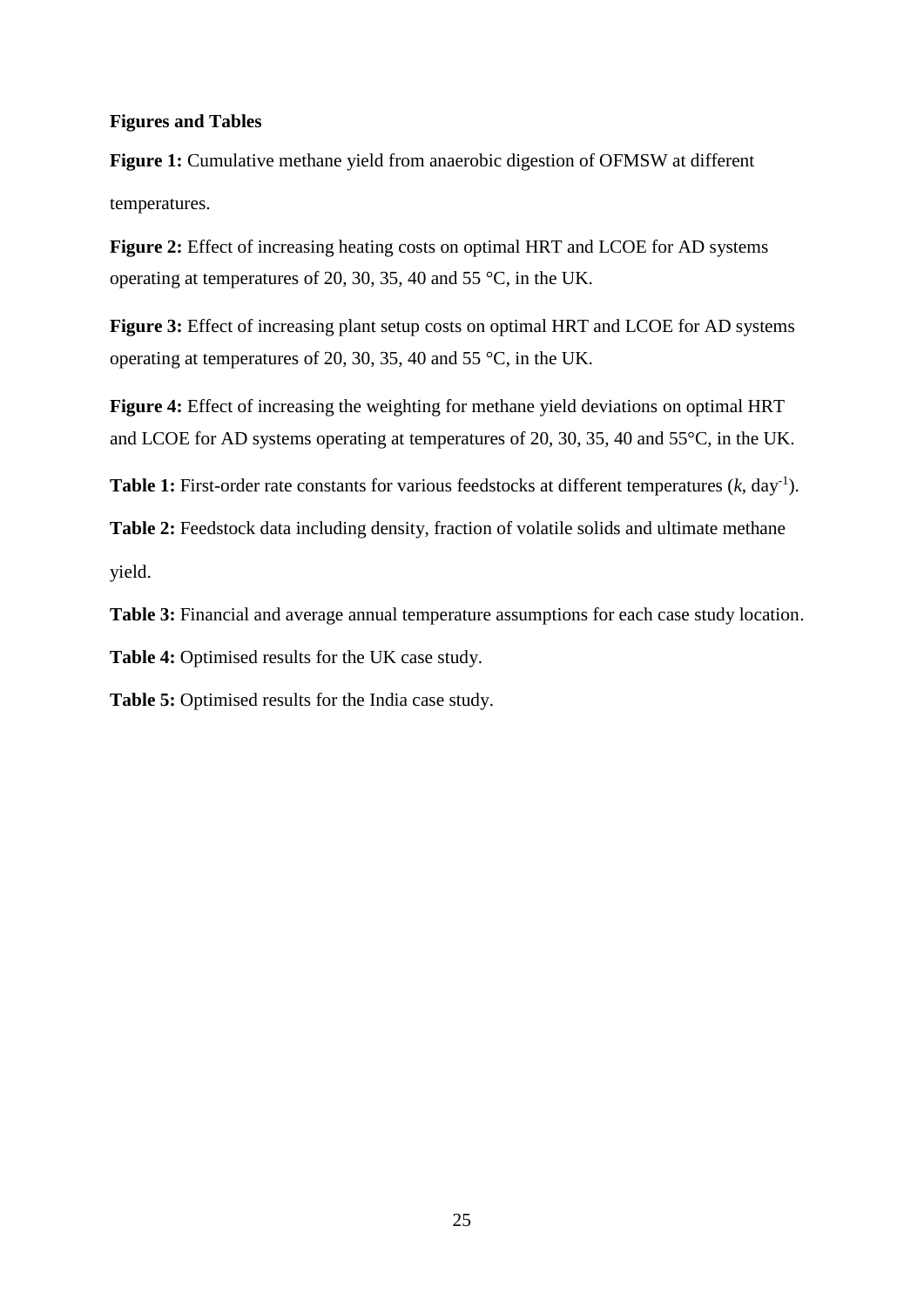**Figures and Tables**

**Figure 1:** Cumulative methane yield from anaerobic digestion of OFMSW at different temperatures.

**Figure 2:** Effect of increasing heating costs on optimal HRT and LCOE for AD systems operating at temperatures of 20, 30, 35, 40 and 55 °C, in the UK.

**Figure 3:** Effect of increasing plant setup costs on optimal HRT and LCOE for AD systems operating at temperatures of 20, 30, 35, 40 and 55 °C, in the UK.

**Figure 4:** Effect of increasing the weighting for methane yield deviations on optimal HRT and LCOE for AD systems operating at temperatures of 20, 30, 35, 40 and 55°C, in the UK.

**Table 1:** First-order rate constants for various feedstocks at different temperatures ($k$, day$^{-1}$).

**Table 2:** Feedstock data including density, fraction of volatile solids and ultimate methane yield.

**Table 3:** Financial and average annual temperature assumptions for each case study location.

**Table 4:** Optimised results for the UK case study.

**Table 5:** Optimised results for the India case study.